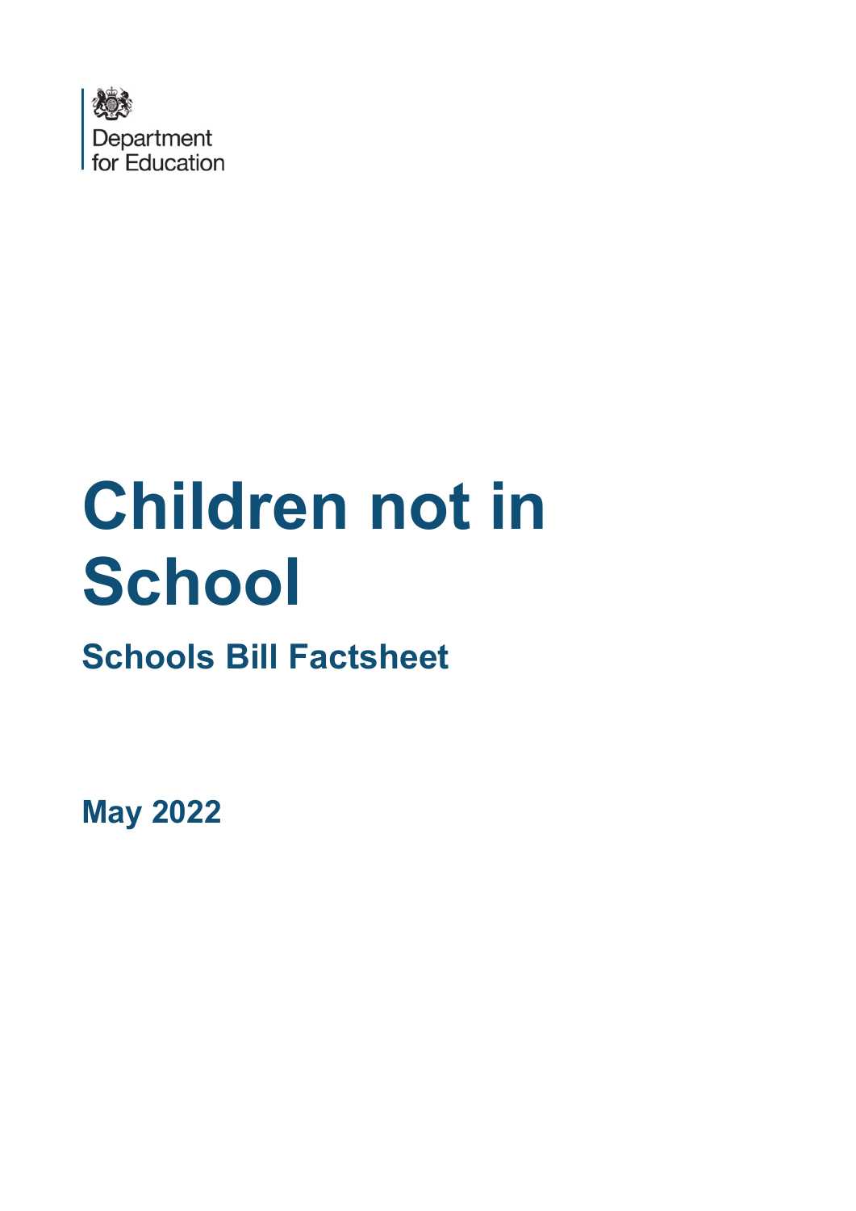Department for Education

# Children not in School

## Schools Bill Factsheet

**May 2022**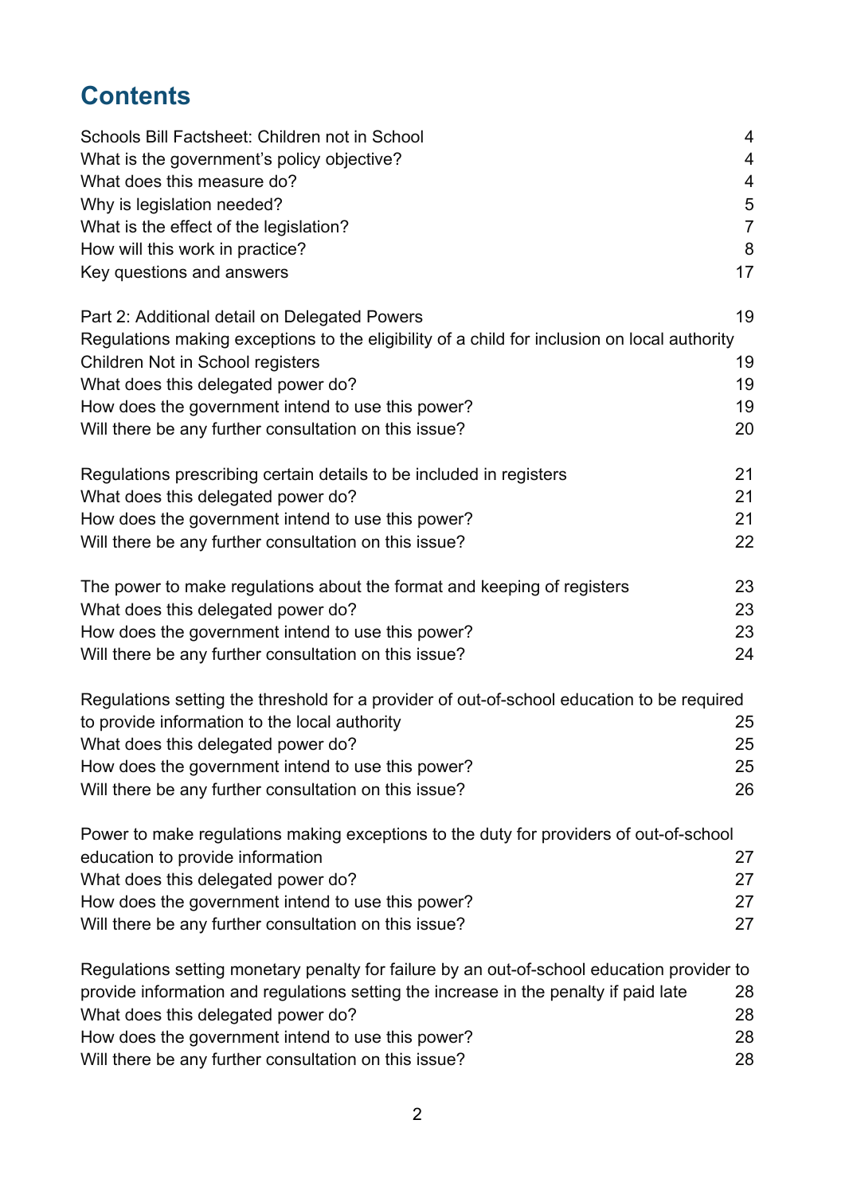# Contents

| | |
|---|---|
| Schools Bill Factsheet: Children not in School | 4 |
| What is the government's policy objective? | 4 |
| What does this measure do? | 4 |
| Why is legislation needed? | 5 |
| What is the effect of the legislation? | 7 |
| How will this work in practice? | 8 |
| Key questions and answers | 17 |
| | |
| Part 2: Additional detail on Delegated Powers | 19 |
| Regulations making exceptions to the eligibility of a child for inclusion on local authority Children Not in School registers | 19 |
| What does this delegated power do? | 19 |
| How does the government intend to use this power? | 19 |
| Will there be any further consultation on this issue? | 20 |
| | |
| Regulations prescribing certain details to be included in registers | 21 |
| What does this delegated power do? | 21 |
| How does the government intend to use this power? | 21 |
| Will there be any further consultation on this issue? | 22 |
| | |
| The power to make regulations about the format and keeping of registers | 23 |
| What does this delegated power do? | 23 |
| How does the government intend to use this power? | 23 |
| Will there be any further consultation on this issue? | 24 |
| | |
| Regulations setting the threshold for a provider of out-of-school education to be required to provide information to the local authority | 25 |
| What does this delegated power do? | 25 |
| How does the government intend to use this power? | 25 |
| Will there be any further consultation on this issue? | 26 |
| | |
| Power to make regulations making exceptions to the duty for providers of out-of-school education to provide information | 27 |
| What does this delegated power do? | 27 |
| How does the government intend to use this power? | 27 |
| Will there be any further consultation on this issue? | 27 |
| | |
| Regulations setting monetary penalty for failure by an out-of-school education provider to provide information and regulations setting the increase in the penalty if paid late | 28 |
| What does this delegated power do? | 28 |
| How does the government intend to use this power? | 28 |
| Will there be any further consultation on this issue? | 28 |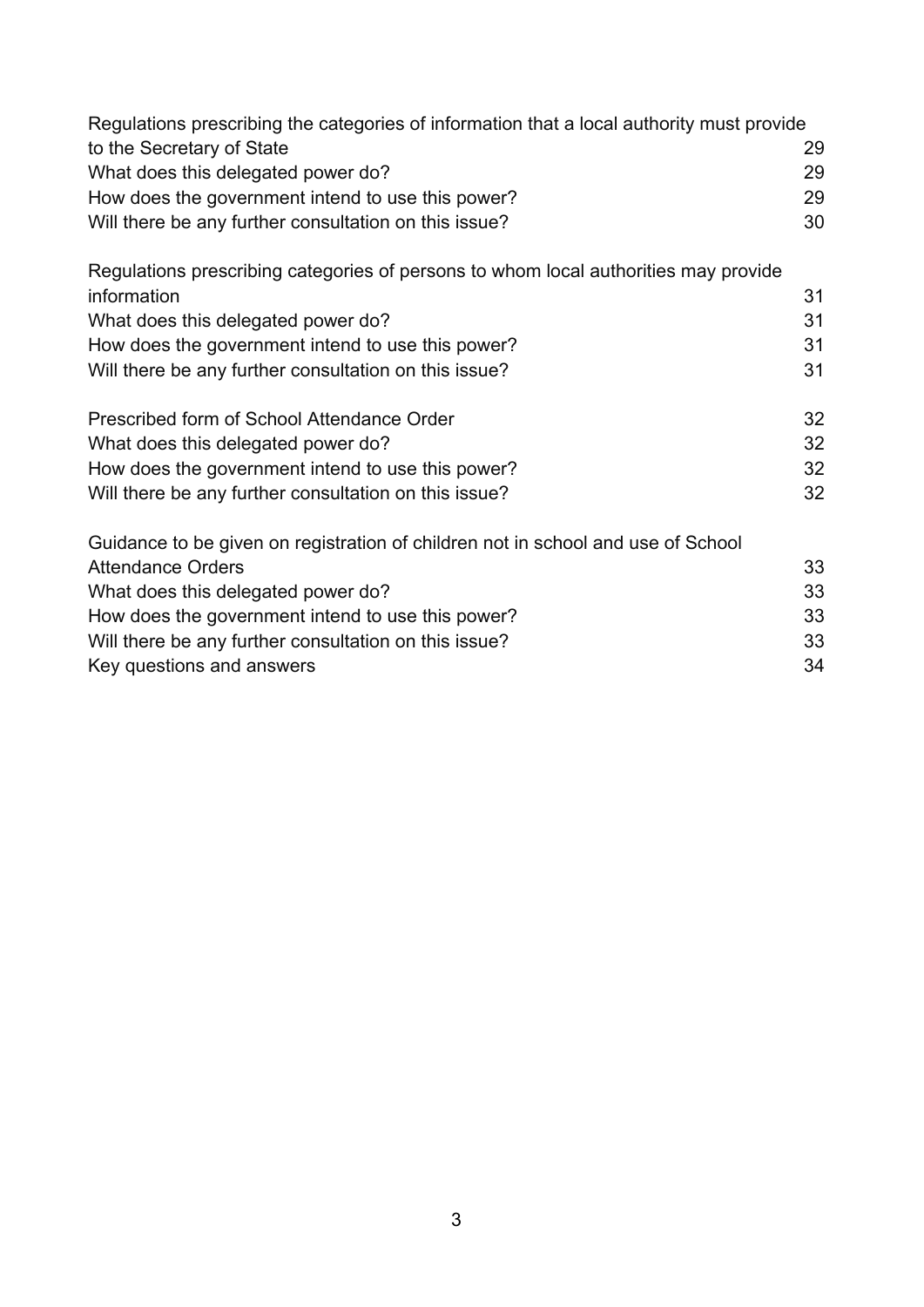Regulations prescribing the categories of information that a local authority must provide to the Secretary of State 29
What does this delegated power do? 29
How does the government intend to use this power? 29
Will there be any further consultation on this issue? 30

Regulations prescribing categories of persons to whom local authorities may provide information 31
What does this delegated power do? 31
How does the government intend to use this power? 31
Will there be any further consultation on this issue? 31

Prescribed form of School Attendance Order 32
What does this delegated power do? 32
How does the government intend to use this power? 32
Will there be any further consultation on this issue? 32

Guidance to be given on registration of children not in school and use of School Attendance Orders 33
What does this delegated power do? 33
How does the government intend to use this power? 33
Will there be any further consultation on this issue? 33
Key questions and answers 34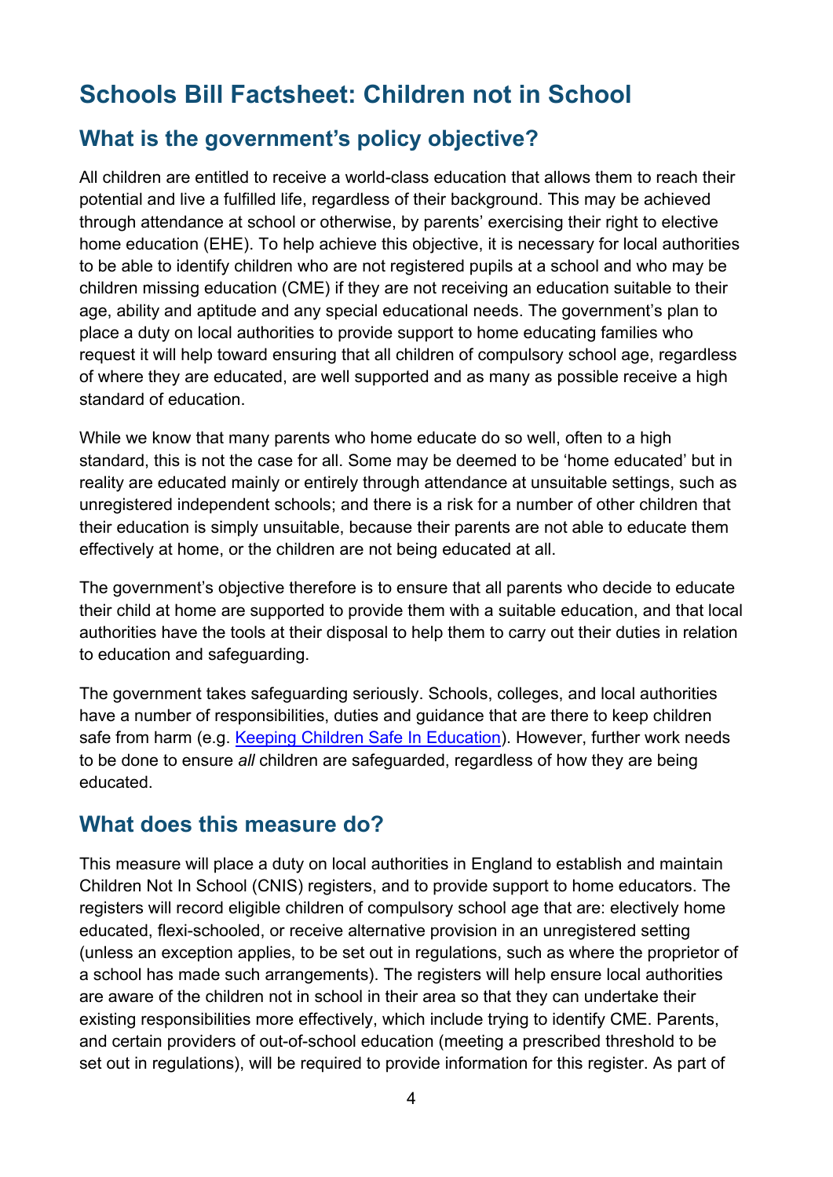# Schools Bill Factsheet: Children not in School

## What is the government's policy objective?

All children are entitled to receive a world-class education that allows them to reach their potential and live a fulfilled life, regardless of their background. This may be achieved through attendance at school or otherwise, by parents' exercising their right to elective home education (EHE). To help achieve this objective, it is necessary for local authorities to be able to identify children who are not registered pupils at a school and who may be children missing education (CME) if they are not receiving an education suitable to their age, ability and aptitude and any special educational needs. The government's plan to place a duty on local authorities to provide support to home educating families who request it will help toward ensuring that all children of compulsory school age, regardless of where they are educated, are well supported and as many as possible receive a high standard of education.

While we know that many parents who home educate do so well, often to a high standard, this is not the case for all. Some may be deemed to be 'home educated' but in reality are educated mainly or entirely through attendance at unsuitable settings, such as unregistered independent schools; and there is a risk for a number of other children that their education is simply unsuitable, because their parents are not able to educate them effectively at home, or the children are not being educated at all.

The government's objective therefore is to ensure that all parents who decide to educate their child at home are supported to provide them with a suitable education, and that local authorities have the tools at their disposal to help them to carry out their duties in relation to education and safeguarding.

The government takes safeguarding seriously. Schools, colleges, and local authorities have a number of responsibilities, duties and guidance that are there to keep children safe from harm (e.g. [Keeping Children Safe In Education]). However, further work needs to be done to ensure *all* children are safeguarded, regardless of how they are being educated.

## What does this measure do?

This measure will place a duty on local authorities in England to establish and maintain Children Not In School (CNIS) registers, and to provide support to home educators. The registers will record eligible children of compulsory school age that are: electively home educated, flexi-schooled, or receive alternative provision in an unregistered setting (unless an exception applies, to be set out in regulations, such as where the proprietor of a school has made such arrangements). The registers will help ensure local authorities are aware of the children not in school in their area so that they can undertake their existing responsibilities more effectively, which include trying to identify CME. Parents, and certain providers of out-of-school education (meeting a prescribed threshold to be set out in regulations), will be required to provide information for this register. As part of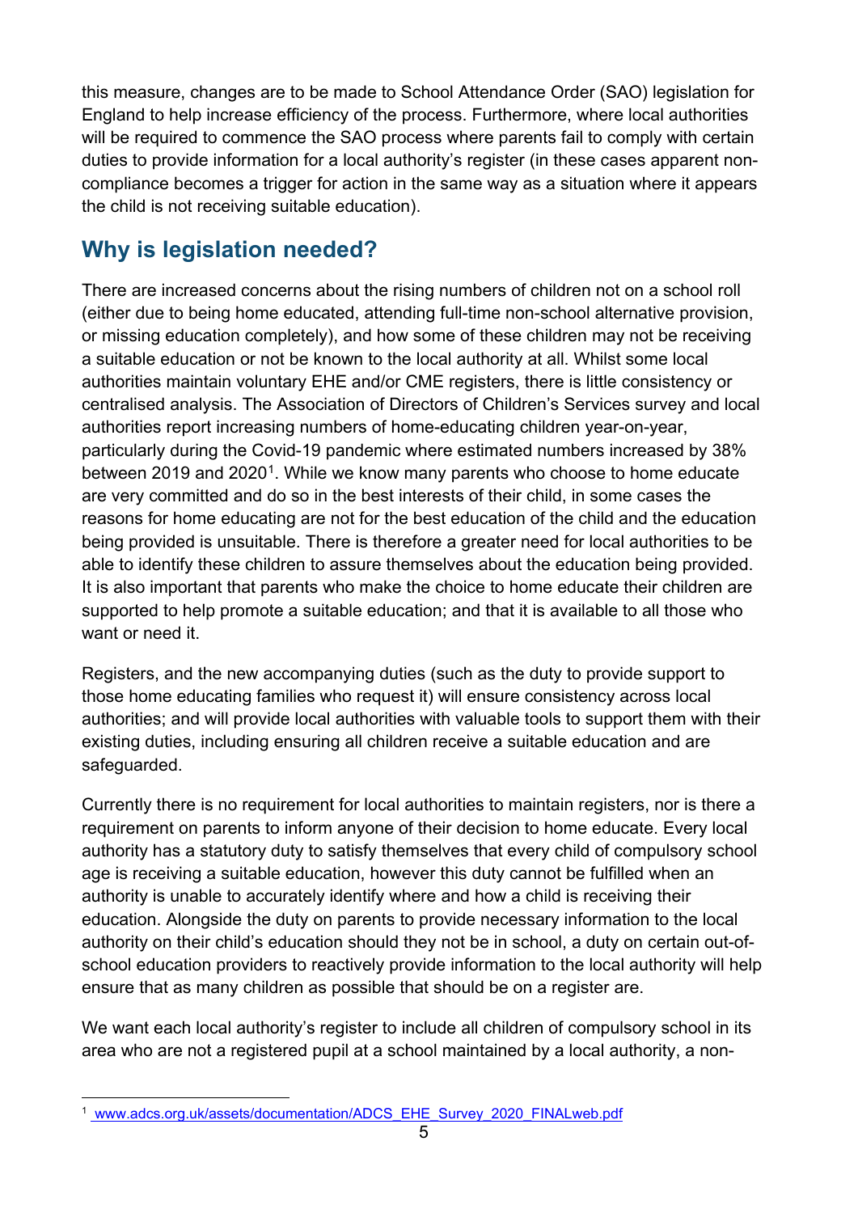this measure, changes are to be made to School Attendance Order (SAO) legislation for England to help increase efficiency of the process. Furthermore, where local authorities will be required to commence the SAO process where parents fail to comply with certain duties to provide information for a local authority's register (in these cases apparent non-compliance becomes a trigger for action in the same way as a situation where it appears the child is not receiving suitable education).

## Why is legislation needed?

There are increased concerns about the rising numbers of children not on a school roll (either due to being home educated, attending full-time non-school alternative provision, or missing education completely), and how some of these children may not be receiving a suitable education or not be known to the local authority at all. Whilst some local authorities maintain voluntary EHE and/or CME registers, there is little consistency or centralised analysis. The Association of Directors of Children's Services survey and local authorities report increasing numbers of home-educating children year-on-year, particularly during the Covid-19 pandemic where estimated numbers increased by 38% between 2019 and 2020[1]. While we know many parents who choose to home educate are very committed and do so in the best interests of their child, in some cases the reasons for home educating are not for the best education of the child and the education being provided is unsuitable. There is therefore a greater need for local authorities to be able to identify these children to assure themselves about the education being provided. It is also important that parents who make the choice to home educate their children are supported to help promote a suitable education; and that it is available to all those who want or need it.

Registers, and the new accompanying duties (such as the duty to provide support to those home educating families who request it) will ensure consistency across local authorities; and will provide local authorities with valuable tools to support them with their existing duties, including ensuring all children receive a suitable education and are safeguarded.

Currently there is no requirement for local authorities to maintain registers, nor is there a requirement on parents to inform anyone of their decision to home educate. Every local authority has a statutory duty to satisfy themselves that every child of compulsory school age is receiving a suitable education, however this duty cannot be fulfilled when an authority is unable to accurately identify where and how a child is receiving their education. Alongside the duty on parents to provide necessary information to the local authority on their child's education should they not be in school, a duty on certain out-of-school education providers to reactively provide information to the local authority will help ensure that as many children as possible that should be on a register are.

We want each local authority's register to include all children of compulsory school in its area who are not a registered pupil at a school maintained by a local authority, a non-

[1] www.adcs.org.uk/assets/documentation/ADCS_EHE_Survey_2020_FINALweb.pdf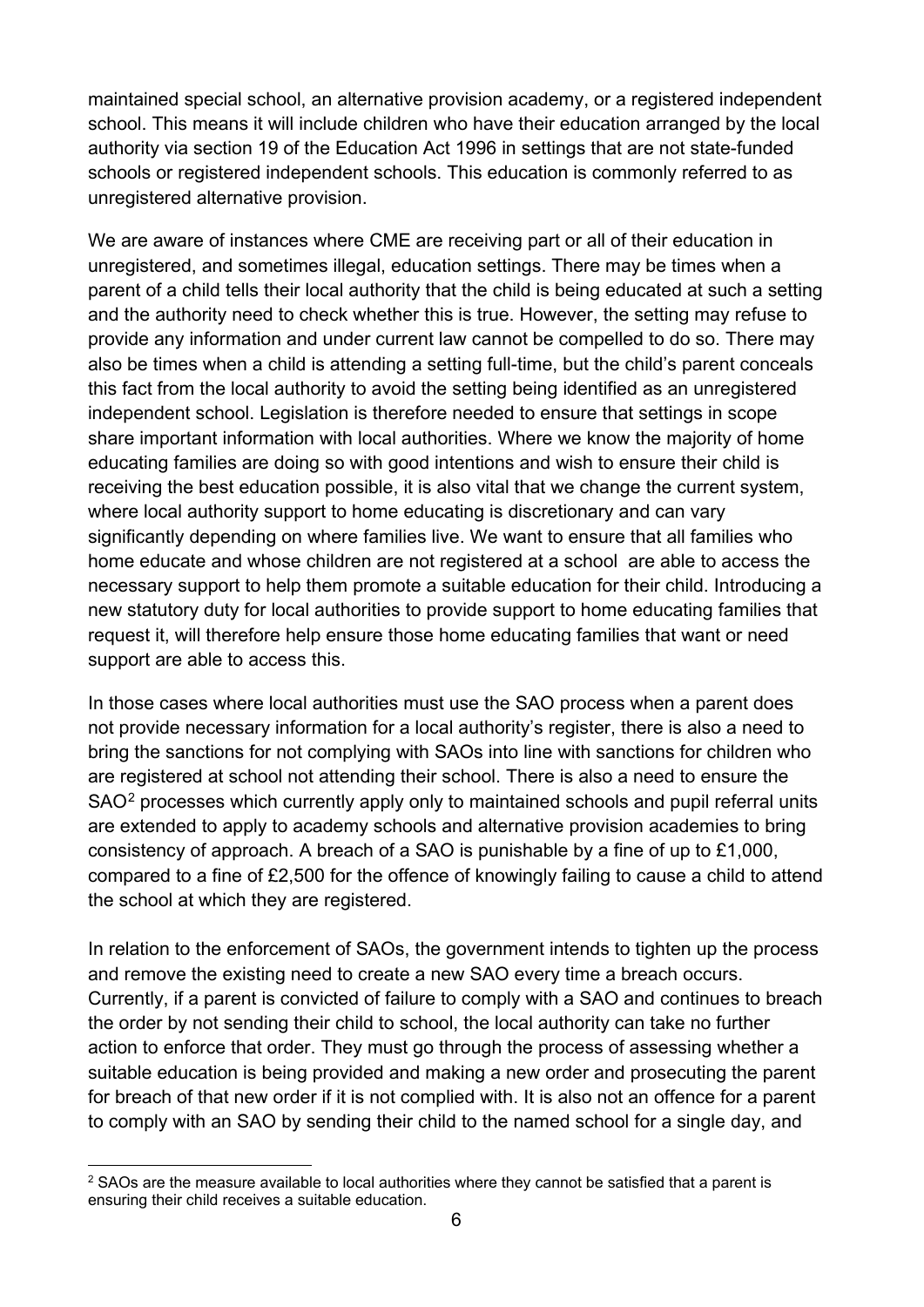maintained special school, an alternative provision academy, or a registered independent school. This means it will include children who have their education arranged by the local authority via section 19 of the Education Act 1996 in settings that are not state-funded schools or registered independent schools. This education is commonly referred to as unregistered alternative provision.

We are aware of instances where CME are receiving part or all of their education in unregistered, and sometimes illegal, education settings. There may be times when a parent of a child tells their local authority that the child is being educated at such a setting and the authority need to check whether this is true. However, the setting may refuse to provide any information and under current law cannot be compelled to do so. There may also be times when a child is attending a setting full-time, but the child's parent conceals this fact from the local authority to avoid the setting being identified as an unregistered independent school. Legislation is therefore needed to ensure that settings in scope share important information with local authorities. Where we know the majority of home educating families are doing so with good intentions and wish to ensure their child is receiving the best education possible, it is also vital that we change the current system, where local authority support to home educating is discretionary and can vary significantly depending on where families live. We want to ensure that all families who home educate and whose children are not registered at a school are able to access the necessary support to help them promote a suitable education for their child. Introducing a new statutory duty for local authorities to provide support to home educating families that request it, will therefore help ensure those home educating families that want or need support are able to access this.

In those cases where local authorities must use the SAO process when a parent does not provide necessary information for a local authority's register, there is also a need to bring the sanctions for not complying with SAOs into line with sanctions for children who are registered at school not attending their school. There is also a need to ensure the SAO[2] processes which currently apply only to maintained schools and pupil referral units are extended to apply to academy schools and alternative provision academies to bring consistency of approach. A breach of a SAO is punishable by a fine of up to £1,000, compared to a fine of £2,500 for the offence of knowingly failing to cause a child to attend the school at which they are registered.

In relation to the enforcement of SAOs, the government intends to tighten up the process and remove the existing need to create a new SAO every time a breach occurs. Currently, if a parent is convicted of failure to comply with a SAO and continues to breach the order by not sending their child to school, the local authority can take no further action to enforce that order. They must go through the process of assessing whether a suitable education is being provided and making a new order and prosecuting the parent for breach of that new order if it is not complied with. It is also not an offence for a parent to comply with an SAO by sending their child to the named school for a single day, and

[2] SAOs are the measure available to local authorities where they cannot be satisfied that a parent is ensuring their child receives a suitable education.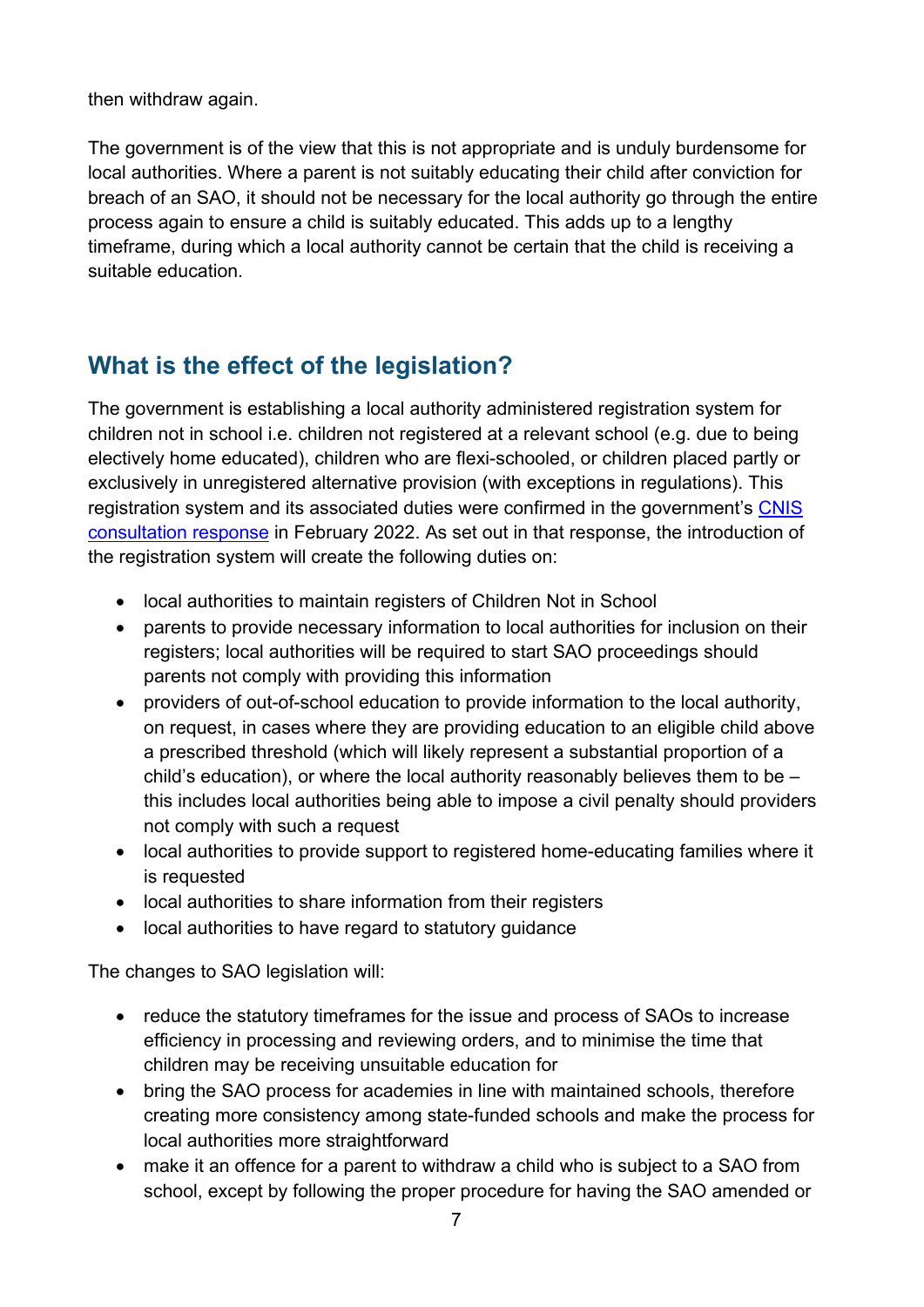then withdraw again.

The government is of the view that this is not appropriate and is unduly burdensome for local authorities. Where a parent is not suitably educating their child after conviction for breach of an SAO, it should not be necessary for the local authority go through the entire process again to ensure a child is suitably educated. This adds up to a lengthy timeframe, during which a local authority cannot be certain that the child is receiving a suitable education.

## What is the effect of the legislation?

The government is establishing a local authority administered registration system for children not in school i.e. children not registered at a relevant school (e.g. due to being electively home educated), children who are flexi-schooled, or children placed partly or exclusively in unregistered alternative provision (with exceptions in regulations). This registration system and its associated duties were confirmed in the government's CNIS consultation response in February 2022. As set out in that response, the introduction of the registration system will create the following duties on:

- local authorities to maintain registers of Children Not in School
- parents to provide necessary information to local authorities for inclusion on their registers; local authorities will be required to start SAO proceedings should parents not comply with providing this information
- providers of out-of-school education to provide information to the local authority, on request, in cases where they are providing education to an eligible child above a prescribed threshold (which will likely represent a substantial proportion of a child's education), or where the local authority reasonably believes them to be – this includes local authorities being able to impose a civil penalty should providers not comply with such a request
- local authorities to provide support to registered home-educating families where it is requested
- local authorities to share information from their registers
- local authorities to have regard to statutory guidance

The changes to SAO legislation will:

- reduce the statutory timeframes for the issue and process of SAOs to increase efficiency in processing and reviewing orders, and to minimise the time that children may be receiving unsuitable education for
- bring the SAO process for academies in line with maintained schools, therefore creating more consistency among state-funded schools and make the process for local authorities more straightforward
- make it an offence for a parent to withdraw a child who is subject to a SAO from school, except by following the proper procedure for having the SAO amended or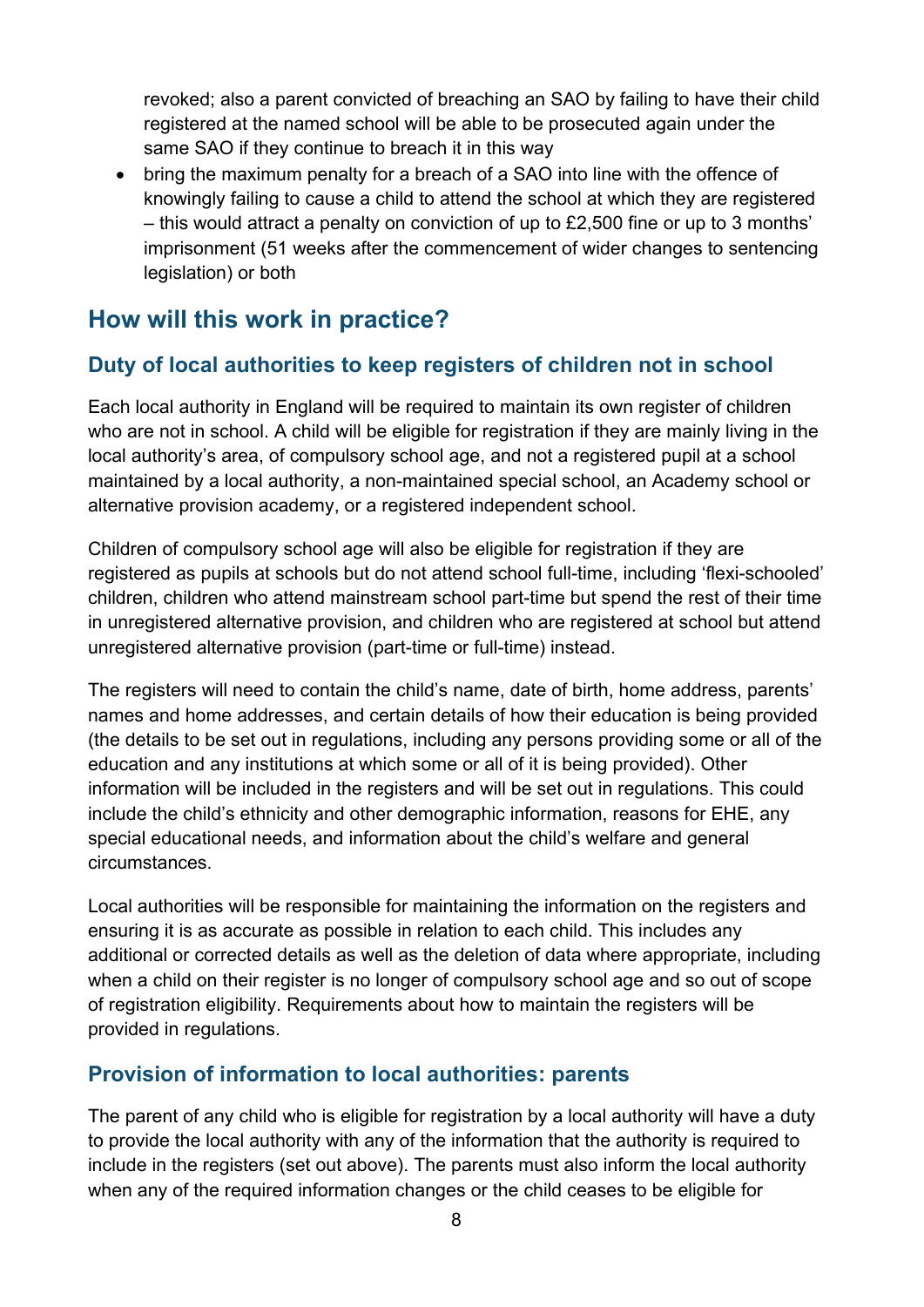revoked; also a parent convicted of breaching an SAO by failing to have their child registered at the named school will be able to be prosecuted again under the same SAO if they continue to breach it in this way

- bring the maximum penalty for a breach of a SAO into line with the offence of knowingly failing to cause a child to attend the school at which they are registered – this would attract a penalty on conviction of up to £2,500 fine or up to 3 months' imprisonment (51 weeks after the commencement of wider changes to sentencing legislation) or both

## How will this work in practice?

### Duty of local authorities to keep registers of children not in school

Each local authority in England will be required to maintain its own register of children who are not in school. A child will be eligible for registration if they are mainly living in the local authority's area, of compulsory school age, and not a registered pupil at a school maintained by a local authority, a non-maintained special school, an Academy school or alternative provision academy, or a registered independent school.

Children of compulsory school age will also be eligible for registration if they are registered as pupils at schools but do not attend school full-time, including 'flexi-schooled' children, children who attend mainstream school part-time but spend the rest of their time in unregistered alternative provision, and children who are registered at school but attend unregistered alternative provision (part-time or full-time) instead.

The registers will need to contain the child's name, date of birth, home address, parents' names and home addresses, and certain details of how their education is being provided (the details to be set out in regulations, including any persons providing some or all of the education and any institutions at which some or all of it is being provided). Other information will be included in the registers and will be set out in regulations. This could include the child's ethnicity and other demographic information, reasons for EHE, any special educational needs, and information about the child's welfare and general circumstances.

Local authorities will be responsible for maintaining the information on the registers and ensuring it is as accurate as possible in relation to each child. This includes any additional or corrected details as well as the deletion of data where appropriate, including when a child on their register is no longer of compulsory school age and so out of scope of registration eligibility. Requirements about how to maintain the registers will be provided in regulations.

### Provision of information to local authorities: parents

The parent of any child who is eligible for registration by a local authority will have a duty to provide the local authority with any of the information that the authority is required to include in the registers (set out above). The parents must also inform the local authority when any of the required information changes or the child ceases to be eligible for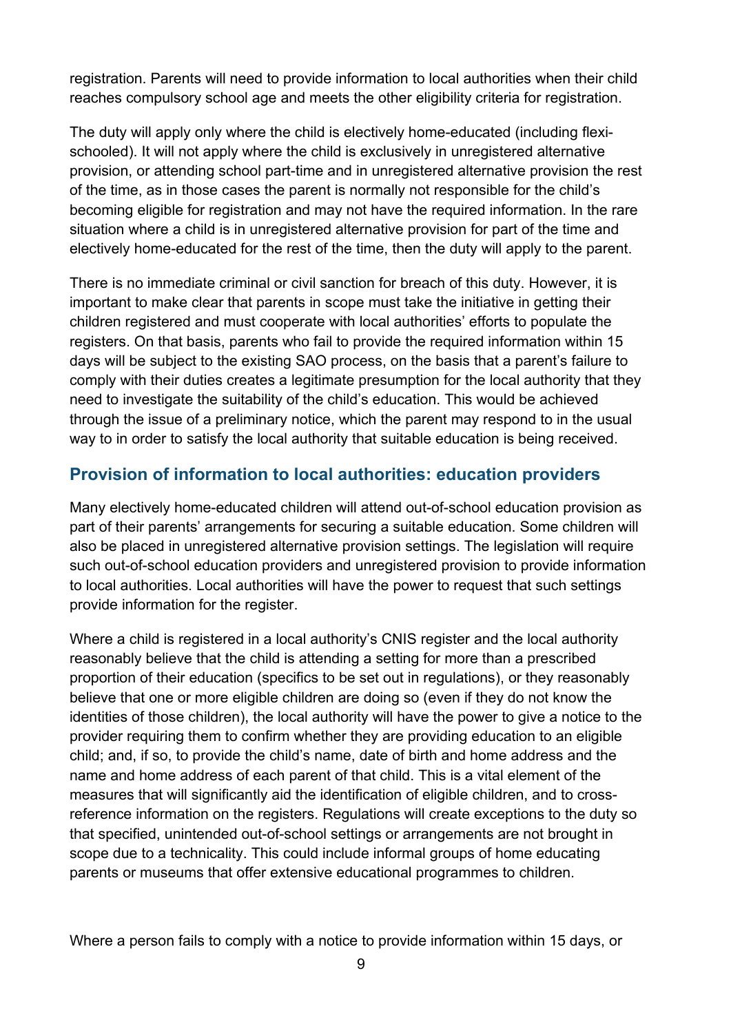registration. Parents will need to provide information to local authorities when their child reaches compulsory school age and meets the other eligibility criteria for registration.

The duty will apply only where the child is electively home-educated (including flexi-schooled). It will not apply where the child is exclusively in unregistered alternative provision, or attending school part-time and in unregistered alternative provision the rest of the time, as in those cases the parent is normally not responsible for the child's becoming eligible for registration and may not have the required information. In the rare situation where a child is in unregistered alternative provision for part of the time and electively home-educated for the rest of the time, then the duty will apply to the parent.

There is no immediate criminal or civil sanction for breach of this duty. However, it is important to make clear that parents in scope must take the initiative in getting their children registered and must cooperate with local authorities' efforts to populate the registers. On that basis, parents who fail to provide the required information within 15 days will be subject to the existing SAO process, on the basis that a parent's failure to comply with their duties creates a legitimate presumption for the local authority that they need to investigate the suitability of the child's education. This would be achieved through the issue of a preliminary notice, which the parent may respond to in the usual way to in order to satisfy the local authority that suitable education is being received.

## Provision of information to local authorities: education providers

Many electively home-educated children will attend out-of-school education provision as part of their parents' arrangements for securing a suitable education. Some children will also be placed in unregistered alternative provision settings. The legislation will require such out-of-school education providers and unregistered provision to provide information to local authorities. Local authorities will have the power to request that such settings provide information for the register.

Where a child is registered in a local authority's CNIS register and the local authority reasonably believe that the child is attending a setting for more than a prescribed proportion of their education (specifics to be set out in regulations), or they reasonably believe that one or more eligible children are doing so (even if they do not know the identities of those children), the local authority will have the power to give a notice to the provider requiring them to confirm whether they are providing education to an eligible child; and, if so, to provide the child's name, date of birth and home address and the name and home address of each parent of that child. This is a vital element of the measures that will significantly aid the identification of eligible children, and to cross-reference information on the registers. Regulations will create exceptions to the duty so that specified, unintended out-of-school settings or arrangements are not brought in scope due to a technicality. This could include informal groups of home educating parents or museums that offer extensive educational programmes to children.

Where a person fails to comply with a notice to provide information within 15 days, or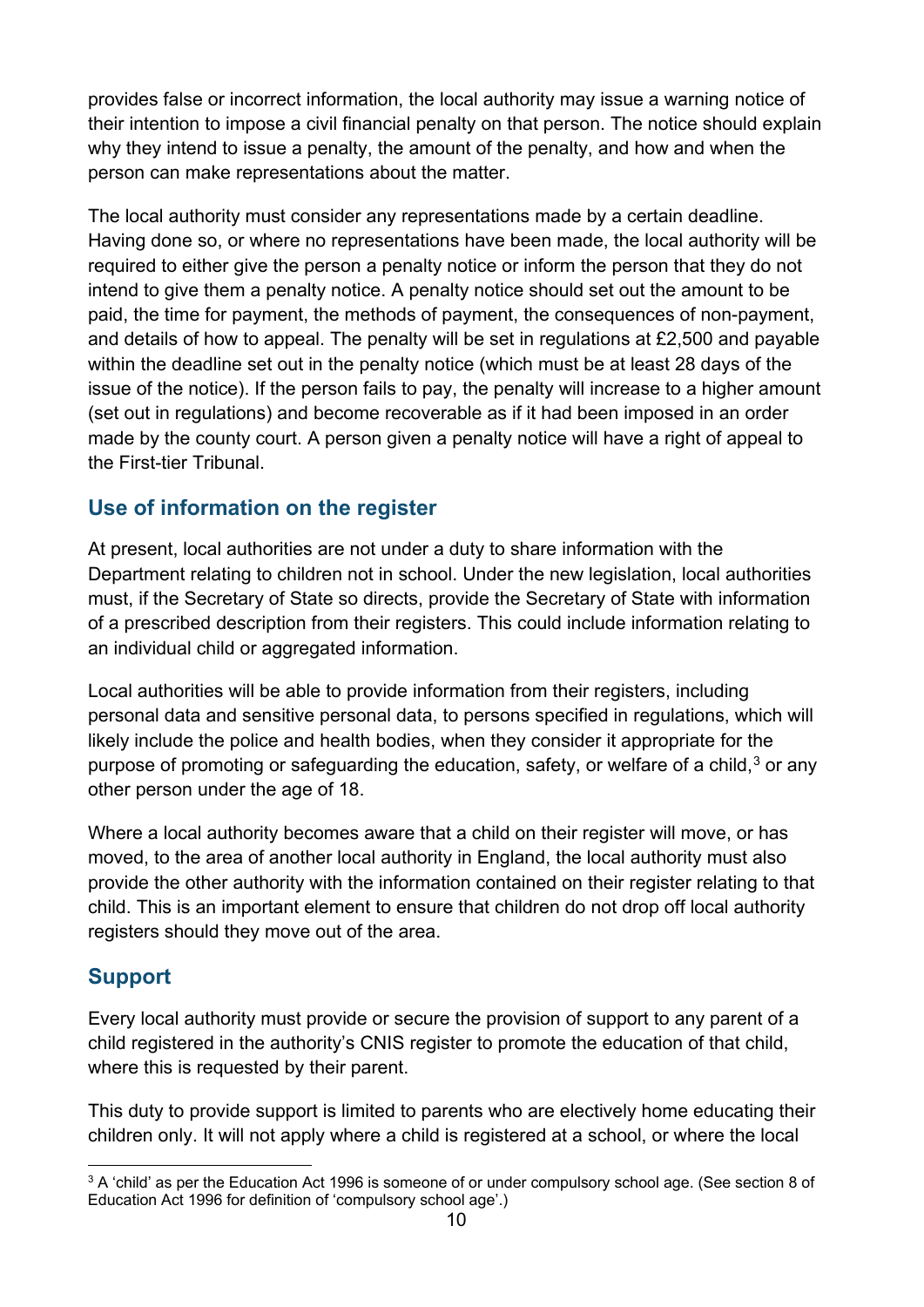provides false or incorrect information, the local authority may issue a warning notice of their intention to impose a civil financial penalty on that person. The notice should explain why they intend to issue a penalty, the amount of the penalty, and how and when the person can make representations about the matter.

The local authority must consider any representations made by a certain deadline. Having done so, or where no representations have been made, the local authority will be required to either give the person a penalty notice or inform the person that they do not intend to give them a penalty notice. A penalty notice should set out the amount to be paid, the time for payment, the methods of payment, the consequences of non-payment, and details of how to appeal. The penalty will be set in regulations at £2,500 and payable within the deadline set out in the penalty notice (which must be at least 28 days of the issue of the notice). If the person fails to pay, the penalty will increase to a higher amount (set out in regulations) and become recoverable as if it had been imposed in an order made by the county court. A person given a penalty notice will have a right of appeal to the First-tier Tribunal.

## Use of information on the register

At present, local authorities are not under a duty to share information with the Department relating to children not in school. Under the new legislation, local authorities must, if the Secretary of State so directs, provide the Secretary of State with information of a prescribed description from their registers. This could include information relating to an individual child or aggregated information.

Local authorities will be able to provide information from their registers, including personal data and sensitive personal data, to persons specified in regulations, which will likely include the police and health bodies, when they consider it appropriate for the purpose of promoting or safeguarding the education, safety, or welfare of a child,[3] or any other person under the age of 18.

Where a local authority becomes aware that a child on their register will move, or has moved, to the area of another local authority in England, the local authority must also provide the other authority with the information contained on their register relating to that child. This is an important element to ensure that children do not drop off local authority registers should they move out of the area.

## Support

Every local authority must provide or secure the provision of support to any parent of a child registered in the authority's CNIS register to promote the education of that child, where this is requested by their parent.

This duty to provide support is limited to parents who are electively home educating their children only. It will not apply where a child is registered at a school, or where the local

[3] A 'child' as per the Education Act 1996 is someone of or under compulsory school age. (See section 8 of Education Act 1996 for definition of 'compulsory school age'.)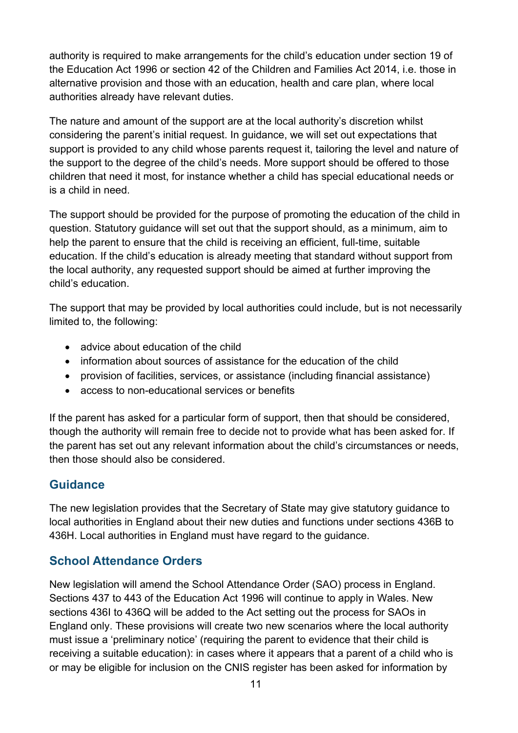authority is required to make arrangements for the child's education under section 19 of the Education Act 1996 or section 42 of the Children and Families Act 2014, i.e. those in alternative provision and those with an education, health and care plan, where local authorities already have relevant duties.

The nature and amount of the support are at the local authority's discretion whilst considering the parent's initial request. In guidance, we will set out expectations that support is provided to any child whose parents request it, tailoring the level and nature of the support to the degree of the child's needs. More support should be offered to those children that need it most, for instance whether a child has special educational needs or is a child in need.

The support should be provided for the purpose of promoting the education of the child in question. Statutory guidance will set out that the support should, as a minimum, aim to help the parent to ensure that the child is receiving an efficient, full-time, suitable education. If the child's education is already meeting that standard without support from the local authority, any requested support should be aimed at further improving the child's education.

The support that may be provided by local authorities could include, but is not necessarily limited to, the following:

- advice about education of the child
- information about sources of assistance for the education of the child
- provision of facilities, services, or assistance (including financial assistance)
- access to non-educational services or benefits

If the parent has asked for a particular form of support, then that should be considered, though the authority will remain free to decide not to provide what has been asked for. If the parent has set out any relevant information about the child's circumstances or needs, then those should also be considered.

## Guidance

The new legislation provides that the Secretary of State may give statutory guidance to local authorities in England about their new duties and functions under sections 436B to 436H. Local authorities in England must have regard to the guidance.

## School Attendance Orders

New legislation will amend the School Attendance Order (SAO) process in England. Sections 437 to 443 of the Education Act 1996 will continue to apply in Wales. New sections 436I to 436Q will be added to the Act setting out the process for SAOs in England only. These provisions will create two new scenarios where the local authority must issue a 'preliminary notice' (requiring the parent to evidence that their child is receiving a suitable education): in cases where it appears that a parent of a child who is or may be eligible for inclusion on the CNIS register has been asked for information by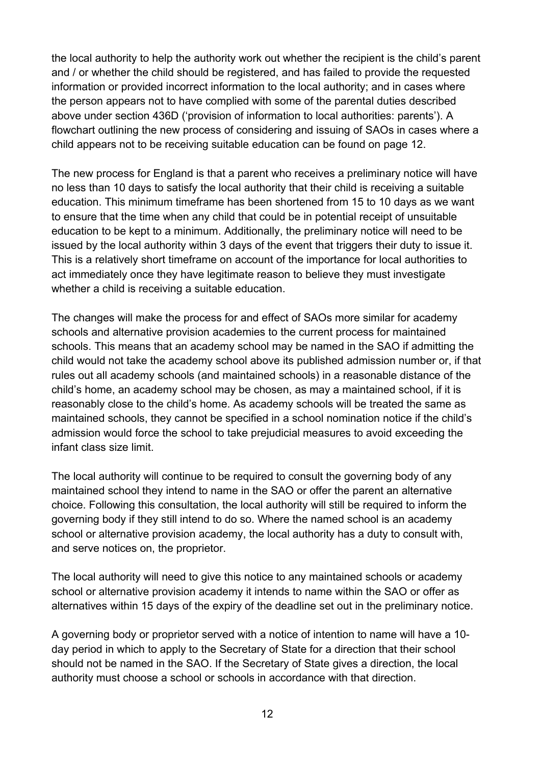the local authority to help the authority work out whether the recipient is the child's parent and / or whether the child should be registered, and has failed to provide the requested information or provided incorrect information to the local authority; and in cases where the person appears not to have complied with some of the parental duties described above under section 436D ('provision of information to local authorities: parents'). A flowchart outlining the new process of considering and issuing of SAOs in cases where a child appears not to be receiving suitable education can be found on page 12.

The new process for England is that a parent who receives a preliminary notice will have no less than 10 days to satisfy the local authority that their child is receiving a suitable education. This minimum timeframe has been shortened from 15 to 10 days as we want to ensure that the time when any child that could be in potential receipt of unsuitable education to be kept to a minimum. Additionally, the preliminary notice will need to be issued by the local authority within 3 days of the event that triggers their duty to issue it. This is a relatively short timeframe on account of the importance for local authorities to act immediately once they have legitimate reason to believe they must investigate whether a child is receiving a suitable education.

The changes will make the process for and effect of SAOs more similar for academy schools and alternative provision academies to the current process for maintained schools. This means that an academy school may be named in the SAO if admitting the child would not take the academy school above its published admission number or, if that rules out all academy schools (and maintained schools) in a reasonable distance of the child's home, an academy school may be chosen, as may a maintained school, if it is reasonably close to the child's home. As academy schools will be treated the same as maintained schools, they cannot be specified in a school nomination notice if the child's admission would force the school to take prejudicial measures to avoid exceeding the infant class size limit.

The local authority will continue to be required to consult the governing body of any maintained school they intend to name in the SAO or offer the parent an alternative choice. Following this consultation, the local authority will still be required to inform the governing body if they still intend to do so. Where the named school is an academy school or alternative provision academy, the local authority has a duty to consult with, and serve notices on, the proprietor.

The local authority will need to give this notice to any maintained schools or academy school or alternative provision academy it intends to name within the SAO or offer as alternatives within 15 days of the expiry of the deadline set out in the preliminary notice.

A governing body or proprietor served with a notice of intention to name will have a 10-day period in which to apply to the Secretary of State for a direction that their school should not be named in the SAO. If the Secretary of State gives a direction, the local authority must choose a school or schools in accordance with that direction.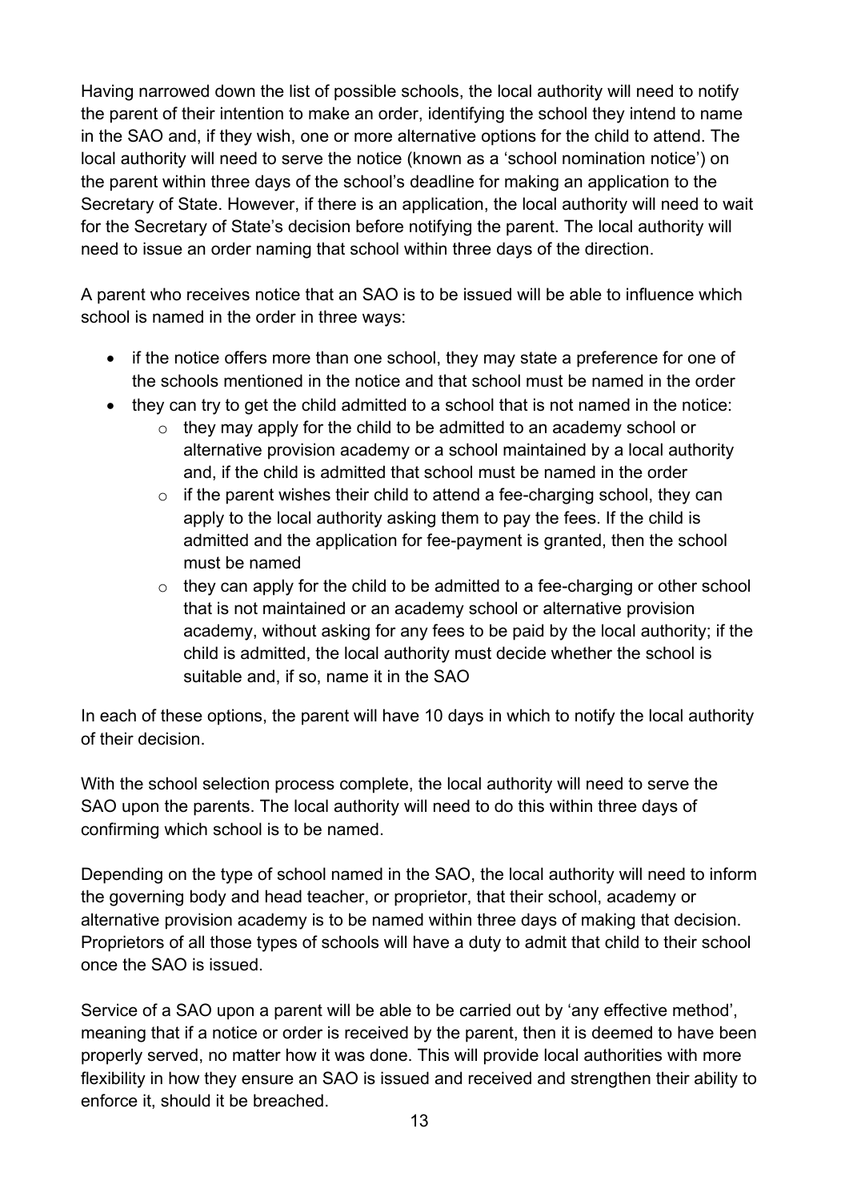Having narrowed down the list of possible schools, the local authority will need to notify the parent of their intention to make an order, identifying the school they intend to name in the SAO and, if they wish, one or more alternative options for the child to attend. The local authority will need to serve the notice (known as a 'school nomination notice') on the parent within three days of the school's deadline for making an application to the Secretary of State. However, if there is an application, the local authority will need to wait for the Secretary of State's decision before notifying the parent. The local authority will need to issue an order naming that school within three days of the direction.

A parent who receives notice that an SAO is to be issued will be able to influence which school is named in the order in three ways:

- if the notice offers more than one school, they may state a preference for one of the schools mentioned in the notice and that school must be named in the order
- they can try to get the child admitted to a school that is not named in the notice:
  - they may apply for the child to be admitted to an academy school or alternative provision academy or a school maintained by a local authority and, if the child is admitted that school must be named in the order
  - if the parent wishes their child to attend a fee-charging school, they can apply to the local authority asking them to pay the fees. If the child is admitted and the application for fee-payment is granted, then the school must be named
  - they can apply for the child to be admitted to a fee-charging or other school that is not maintained or an academy school or alternative provision academy, without asking for any fees to be paid by the local authority; if the child is admitted, the local authority must decide whether the school is suitable and, if so, name it in the SAO

In each of these options, the parent will have 10 days in which to notify the local authority of their decision.

With the school selection process complete, the local authority will need to serve the SAO upon the parents. The local authority will need to do this within three days of confirming which school is to be named.

Depending on the type of school named in the SAO, the local authority will need to inform the governing body and head teacher, or proprietor, that their school, academy or alternative provision academy is to be named within three days of making that decision. Proprietors of all those types of schools will have a duty to admit that child to their school once the SAO is issued.

Service of a SAO upon a parent will be able to be carried out by 'any effective method', meaning that if a notice or order is received by the parent, then it is deemed to have been properly served, no matter how it was done. This will provide local authorities with more flexibility in how they ensure an SAO is issued and received and strengthen their ability to enforce it, should it be breached.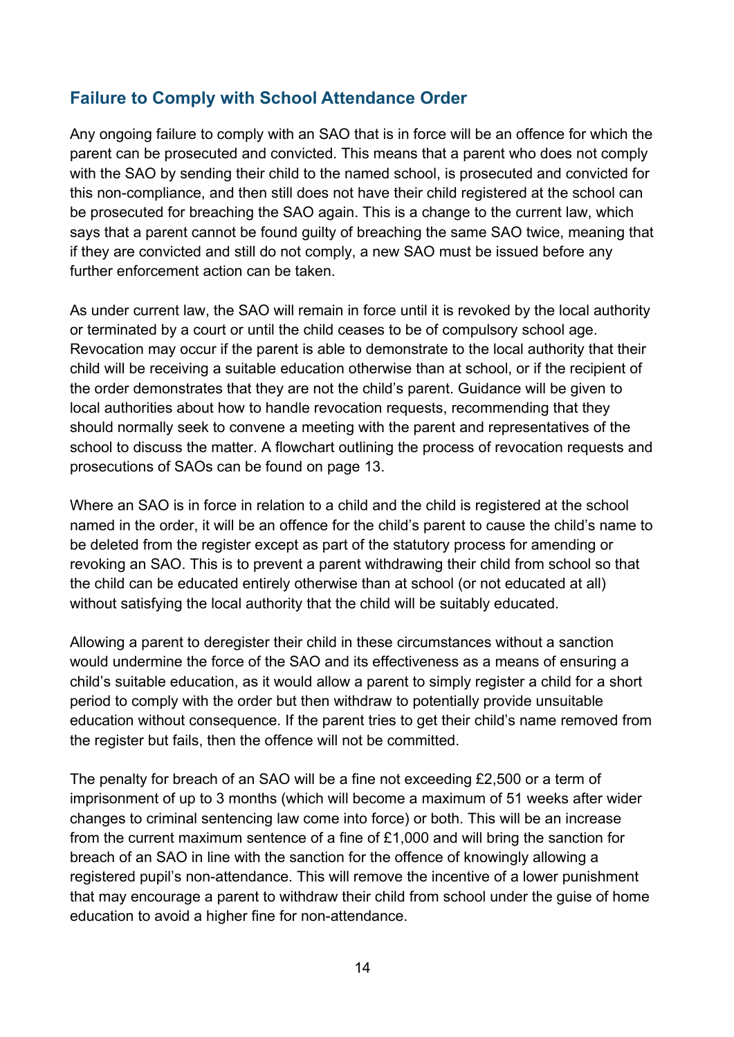## Failure to Comply with School Attendance Order

Any ongoing failure to comply with an SAO that is in force will be an offence for which the parent can be prosecuted and convicted. This means that a parent who does not comply with the SAO by sending their child to the named school, is prosecuted and convicted for this non-compliance, and then still does not have their child registered at the school can be prosecuted for breaching the SAO again. This is a change to the current law, which says that a parent cannot be found guilty of breaching the same SAO twice, meaning that if they are convicted and still do not comply, a new SAO must be issued before any further enforcement action can be taken.

As under current law, the SAO will remain in force until it is revoked by the local authority or terminated by a court or until the child ceases to be of compulsory school age. Revocation may occur if the parent is able to demonstrate to the local authority that their child will be receiving a suitable education otherwise than at school, or if the recipient of the order demonstrates that they are not the child's parent. Guidance will be given to local authorities about how to handle revocation requests, recommending that they should normally seek to convene a meeting with the parent and representatives of the school to discuss the matter. A flowchart outlining the process of revocation requests and prosecutions of SAOs can be found on page 13.

Where an SAO is in force in relation to a child and the child is registered at the school named in the order, it will be an offence for the child's parent to cause the child's name to be deleted from the register except as part of the statutory process for amending or revoking an SAO. This is to prevent a parent withdrawing their child from school so that the child can be educated entirely otherwise than at school (or not educated at all) without satisfying the local authority that the child will be suitably educated.

Allowing a parent to deregister their child in these circumstances without a sanction would undermine the force of the SAO and its effectiveness as a means of ensuring a child's suitable education, as it would allow a parent to simply register a child for a short period to comply with the order but then withdraw to potentially provide unsuitable education without consequence. If the parent tries to get their child's name removed from the register but fails, then the offence will not be committed.

The penalty for breach of an SAO will be a fine not exceeding £2,500 or a term of imprisonment of up to 3 months (which will become a maximum of 51 weeks after wider changes to criminal sentencing law come into force) or both. This will be an increase from the current maximum sentence of a fine of £1,000 and will bring the sanction for breach of an SAO in line with the sanction for the offence of knowingly allowing a registered pupil's non-attendance. This will remove the incentive of a lower punishment that may encourage a parent to withdraw their child from school under the guise of home education to avoid a higher fine for non-attendance.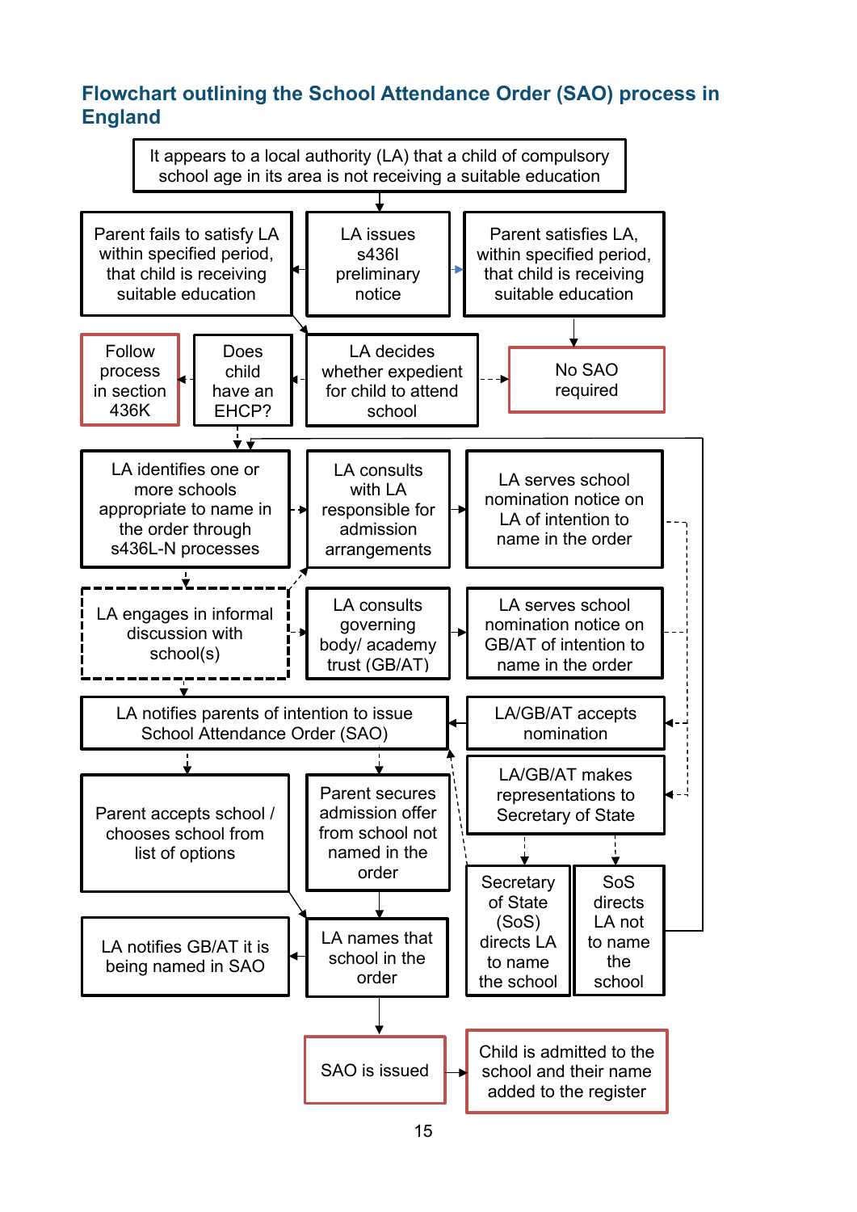## Flowchart outlining the School Attendance Order (SAO) process in England

It appears to a local authority (LA) that a child of compulsory school age in its area is not receiving a suitable education

Parent fails to satisfy LA within specified period, that child is receiving suitable education

LA issues s436I preliminary notice

Parent satisfies LA, within specified period, that child is receiving suitable education

Follow process in section 436K

Does child have an EHCP?

LA decides whether expedient for child to attend school

No SAO required

LA identifies one or more schools appropriate to name in the order through s436L-N processes

LA consults with LA responsible for admission arrangements

LA serves school nomination notice on LA of intention to name in the order

LA engages in informal discussion with school(s)

LA consults governing body/ academy trust (GB/AT)

LA serves school nomination notice on GB/AT of intention to name in the order

LA notifies parents of intention to issue School Attendance Order (SAO)

LA/GB/AT accepts nomination

LA/GB/AT makes representations to Secretary of State

Parent accepts school / chooses school from list of options

Parent secures admission offer from school not named in the order

Secretary of State (SoS) directs LA to name the school

SoS directs LA not to name the school

LA notifies GB/AT it is being named in SAO

LA names that school in the order

SAO is issued

Child is admitted to the school and their name added to the register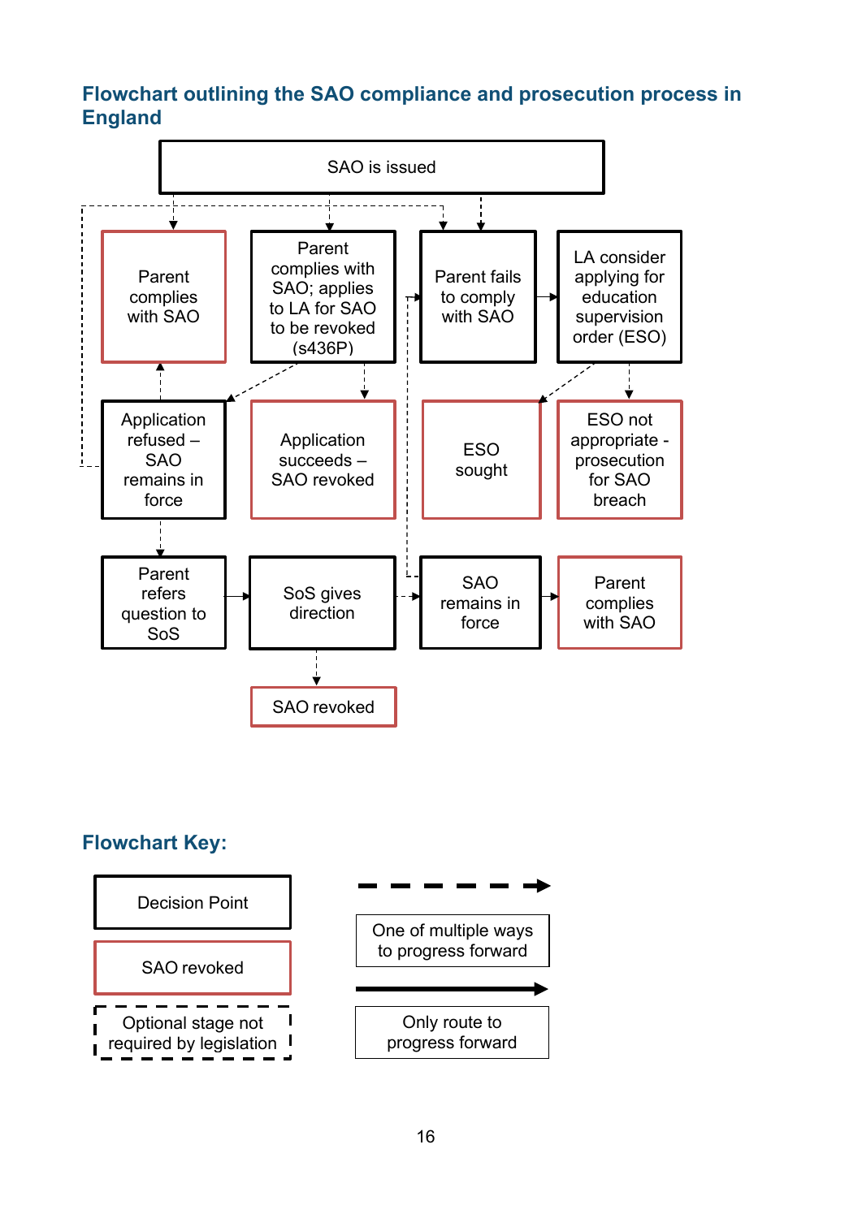## Flowchart outlining the SAO compliance and prosecution process in England

SAO is issued

Parent complies with SAO

Parent complies with SAO; applies to LA for SAO to be revoked (s436P)

Parent fails to comply with SAO

LA consider applying for education supervision order (ESO)

Application refused – SAO remains in force

Application succeeds – SAO revoked

ESO sought

ESO not appropriate - prosecution for SAO breach

Parent refers question to SoS

SoS gives direction

SAO remains in force

Parent complies with SAO

SAO revoked

## Flowchart Key:

Decision Point

SAO revoked

Optional stage not required by legislation

One of multiple ways to progress forward

Only route to progress forward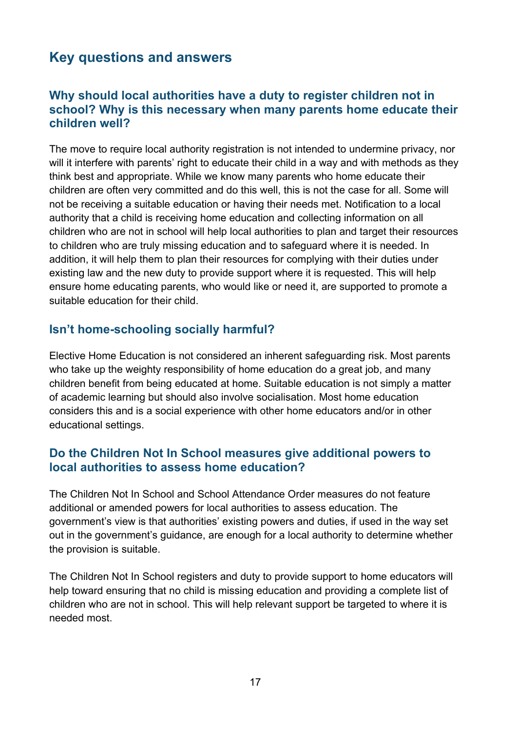## Key questions and answers

### Why should local authorities have a duty to register children not in school? Why is this necessary when many parents home educate their children well?

The move to require local authority registration is not intended to undermine privacy, nor will it interfere with parents' right to educate their child in a way and with methods as they think best and appropriate. While we know many parents who home educate their children are often very committed and do this well, this is not the case for all. Some will not be receiving a suitable education or having their needs met. Notification to a local authority that a child is receiving home education and collecting information on all children who are not in school will help local authorities to plan and target their resources to children who are truly missing education and to safeguard where it is needed. In addition, it will help them to plan their resources for complying with their duties under existing law and the new duty to provide support where it is requested. This will help ensure home educating parents, who would like or need it, are supported to promote a suitable education for their child.

### Isn't home-schooling socially harmful?

Elective Home Education is not considered an inherent safeguarding risk. Most parents who take up the weighty responsibility of home education do a great job, and many children benefit from being educated at home. Suitable education is not simply a matter of academic learning but should also involve socialisation. Most home education considers this and is a social experience with other home educators and/or in other educational settings.

### Do the Children Not In School measures give additional powers to local authorities to assess home education?

The Children Not In School and School Attendance Order measures do not feature additional or amended powers for local authorities to assess education. The government's view is that authorities' existing powers and duties, if used in the way set out in the government's guidance, are enough for a local authority to determine whether the provision is suitable.

The Children Not In School registers and duty to provide support to home educators will help toward ensuring that no child is missing education and providing a complete list of children who are not in school. This will help relevant support be targeted to where it is needed most.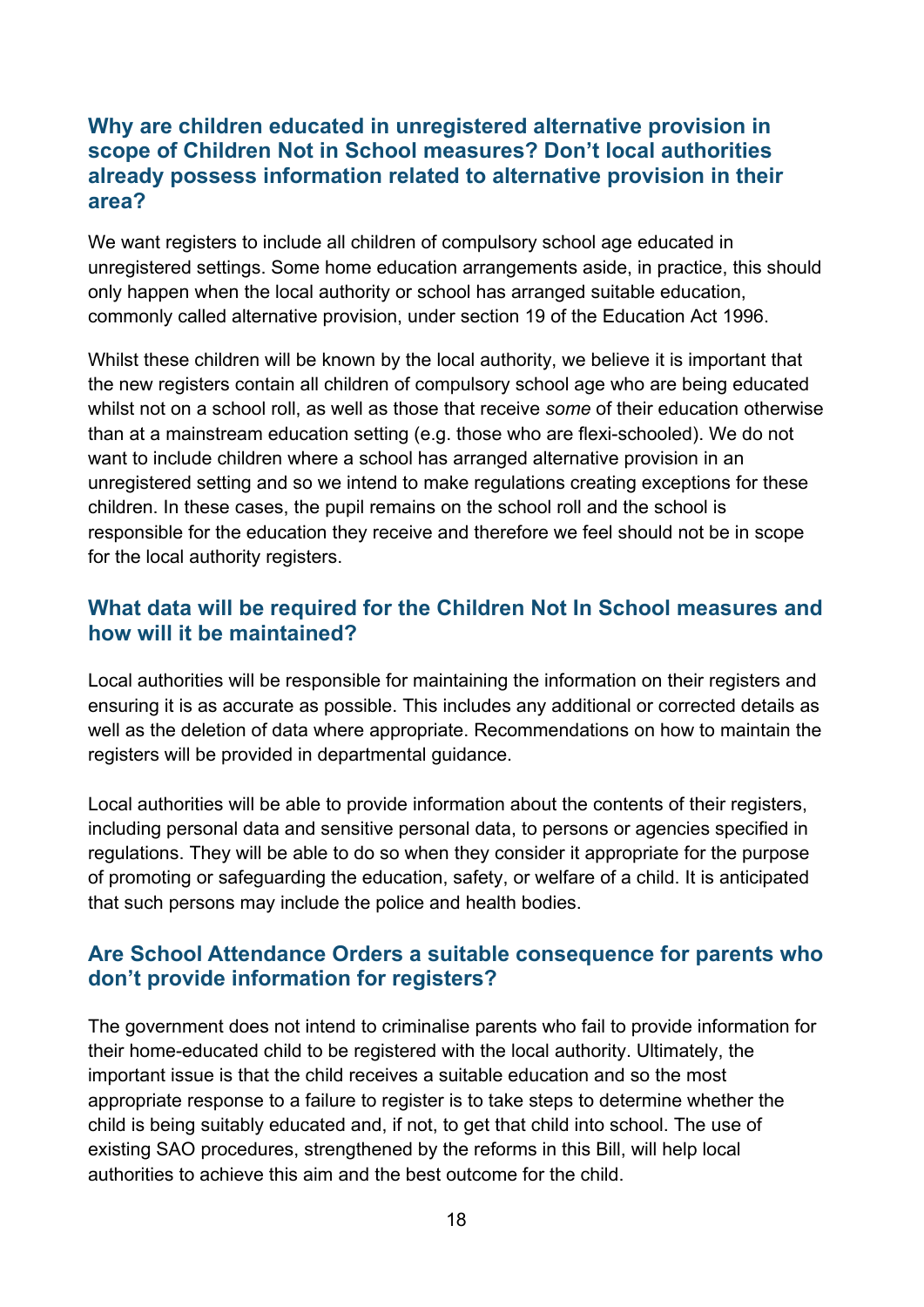### Why are children educated in unregistered alternative provision in scope of Children Not in School measures? Don't local authorities already possess information related to alternative provision in their area?

We want registers to include all children of compulsory school age educated in unregistered settings. Some home education arrangements aside, in practice, this should only happen when the local authority or school has arranged suitable education, commonly called alternative provision, under section 19 of the Education Act 1996.

Whilst these children will be known by the local authority, we believe it is important that the new registers contain all children of compulsory school age who are being educated whilst not on a school roll, as well as those that receive *some* of their education otherwise than at a mainstream education setting (e.g. those who are flexi-schooled). We do not want to include children where a school has arranged alternative provision in an unregistered setting and so we intend to make regulations creating exceptions for these children. In these cases, the pupil remains on the school roll and the school is responsible for the education they receive and therefore we feel should not be in scope for the local authority registers.

### What data will be required for the Children Not In School measures and how will it be maintained?

Local authorities will be responsible for maintaining the information on their registers and ensuring it is as accurate as possible. This includes any additional or corrected details as well as the deletion of data where appropriate. Recommendations on how to maintain the registers will be provided in departmental guidance.

Local authorities will be able to provide information about the contents of their registers, including personal data and sensitive personal data, to persons or agencies specified in regulations. They will be able to do so when they consider it appropriate for the purpose of promoting or safeguarding the education, safety, or welfare of a child. It is anticipated that such persons may include the police and health bodies.

### Are School Attendance Orders a suitable consequence for parents who don't provide information for registers?

The government does not intend to criminalise parents who fail to provide information for their home-educated child to be registered with the local authority. Ultimately, the important issue is that the child receives a suitable education and so the most appropriate response to a failure to register is to take steps to determine whether the child is being suitably educated and, if not, to get that child into school. The use of existing SAO procedures, strengthened by the reforms in this Bill, will help local authorities to achieve this aim and the best outcome for the child.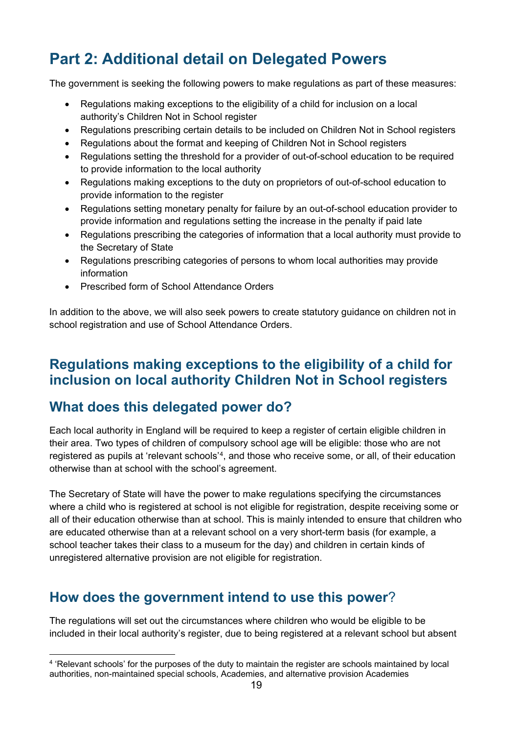# Part 2: Additional detail on Delegated Powers

The government is seeking the following powers to make regulations as part of these measures:

- Regulations making exceptions to the eligibility of a child for inclusion on a local authority's Children Not in School register
- Regulations prescribing certain details to be included on Children Not in School registers
- Regulations about the format and keeping of Children Not in School registers
- Regulations setting the threshold for a provider of out-of-school education to be required to provide information to the local authority
- Regulations making exceptions to the duty on proprietors of out-of-school education to provide information to the register
- Regulations setting monetary penalty for failure by an out-of-school education provider to provide information and regulations setting the increase in the penalty if paid late
- Regulations prescribing the categories of information that a local authority must provide to the Secretary of State
- Regulations prescribing categories of persons to whom local authorities may provide information
- Prescribed form of School Attendance Orders

In addition to the above, we will also seek powers to create statutory guidance on children not in school registration and use of School Attendance Orders.

## Regulations making exceptions to the eligibility of a child for inclusion on local authority Children Not in School registers

## What does this delegated power do?

Each local authority in England will be required to keep a register of certain eligible children in their area. Two types of children of compulsory school age will be eligible: those who are not registered as pupils at 'relevant schools'[4], and those who receive some, or all, of their education otherwise than at school with the school's agreement.

The Secretary of State will have the power to make regulations specifying the circumstances where a child who is registered at school is not eligible for registration, despite receiving some or all of their education otherwise than at school. This is mainly intended to ensure that children who are educated otherwise than at a relevant school on a very short-term basis (for example, a school teacher takes their class to a museum for the day) and children in certain kinds of unregistered alternative provision are not eligible for registration.

## How does the government intend to use this power?

The regulations will set out the circumstances where children who would be eligible to be included in their local authority's register, due to being registered at a relevant school but absent

[4] 'Relevant schools' for the purposes of the duty to maintain the register are schools maintained by local authorities, non-maintained special schools, Academies, and alternative provision Academies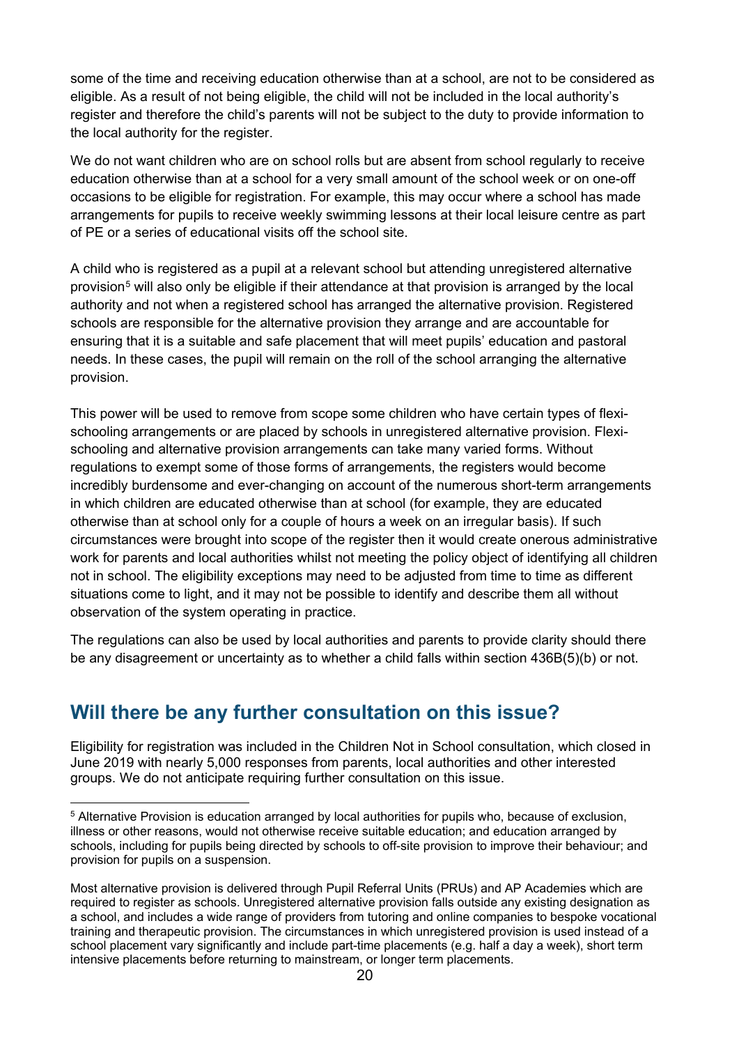some of the time and receiving education otherwise than at a school, are not to be considered as eligible. As a result of not being eligible, the child will not be included in the local authority's register and therefore the child's parents will not be subject to the duty to provide information to the local authority for the register.

We do not want children who are on school rolls but are absent from school regularly to receive education otherwise than at a school for a very small amount of the school week or on one-off occasions to be eligible for registration. For example, this may occur where a school has made arrangements for pupils to receive weekly swimming lessons at their local leisure centre as part of PE or a series of educational visits off the school site.

A child who is registered as a pupil at a relevant school but attending unregistered alternative provision[5] will also only be eligible if their attendance at that provision is arranged by the local authority and not when a registered school has arranged the alternative provision. Registered schools are responsible for the alternative provision they arrange and are accountable for ensuring that it is a suitable and safe placement that will meet pupils' education and pastoral needs. In these cases, the pupil will remain on the roll of the school arranging the alternative provision.

This power will be used to remove from scope some children who have certain types of flexi-schooling arrangements or are placed by schools in unregistered alternative provision. Flexi-schooling and alternative provision arrangements can take many varied forms. Without regulations to exempt some of those forms of arrangements, the registers would become incredibly burdensome and ever-changing on account of the numerous short-term arrangements in which children are educated otherwise than at school (for example, they are educated otherwise than at school only for a couple of hours a week on an irregular basis). If such circumstances were brought into scope of the register then it would create onerous administrative work for parents and local authorities whilst not meeting the policy object of identifying all children not in school. The eligibility exceptions may need to be adjusted from time to time as different situations come to light, and it may not be possible to identify and describe them all without observation of the system operating in practice.

The regulations can also be used by local authorities and parents to provide clarity should there be any disagreement or uncertainty as to whether a child falls within section 436B(5)(b) or not.

## Will there be any further consultation on this issue?

Eligibility for registration was included in the Children Not in School consultation, which closed in June 2019 with nearly 5,000 responses from parents, local authorities and other interested groups. We do not anticipate requiring further consultation on this issue.

[5] Alternative Provision is education arranged by local authorities for pupils who, because of exclusion, illness or other reasons, would not otherwise receive suitable education; and education arranged by schools, including for pupils being directed by schools to off-site provision to improve their behaviour; and provision for pupils on a suspension.

Most alternative provision is delivered through Pupil Referral Units (PRUs) and AP Academies which are required to register as schools. Unregistered alternative provision falls outside any existing designation as a school, and includes a wide range of providers from tutoring and online companies to bespoke vocational training and therapeutic provision. The circumstances in which unregistered provision is used instead of a school placement vary significantly and include part-time placements (e.g. half a day a week), short term intensive placements before returning to mainstream, or longer term placements.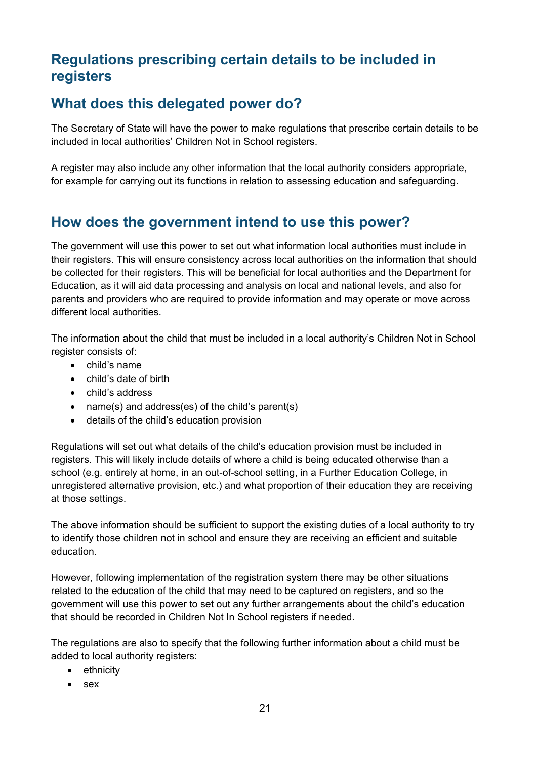## Regulations prescribing certain details to be included in registers

## What does this delegated power do?

The Secretary of State will have the power to make regulations that prescribe certain details to be included in local authorities' Children Not in School registers.

A register may also include any other information that the local authority considers appropriate, for example for carrying out its functions in relation to assessing education and safeguarding.

## How does the government intend to use this power?

The government will use this power to set out what information local authorities must include in their registers. This will ensure consistency across local authorities on the information that should be collected for their registers. This will be beneficial for local authorities and the Department for Education, as it will aid data processing and analysis on local and national levels, and also for parents and providers who are required to provide information and may operate or move across different local authorities.

The information about the child that must be included in a local authority's Children Not in School register consists of:

- child's name
- child's date of birth
- child's address
- name(s) and address(es) of the child's parent(s)
- details of the child's education provision

Regulations will set out what details of the child's education provision must be included in registers. This will likely include details of where a child is being educated otherwise than a school (e.g. entirely at home, in an out-of-school setting, in a Further Education College, in unregistered alternative provision, etc.) and what proportion of their education they are receiving at those settings.

The above information should be sufficient to support the existing duties of a local authority to try to identify those children not in school and ensure they are receiving an efficient and suitable education.

However, following implementation of the registration system there may be other situations related to the education of the child that may need to be captured on registers, and so the government will use this power to set out any further arrangements about the child's education that should be recorded in Children Not In School registers if needed.

The regulations are also to specify that the following further information about a child must be added to local authority registers:

- ethnicity
- sex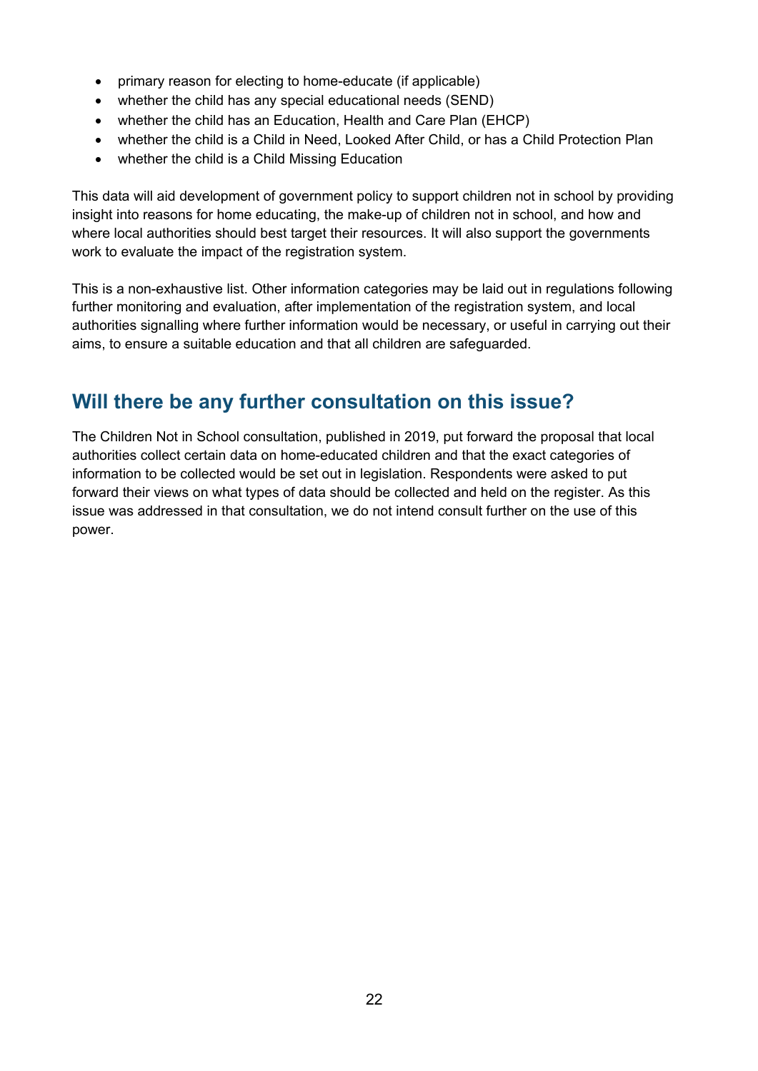- primary reason for electing to home-educate (if applicable)
- whether the child has any special educational needs (SEND)
- whether the child has an Education, Health and Care Plan (EHCP)
- whether the child is a Child in Need, Looked After Child, or has a Child Protection Plan
- whether the child is a Child Missing Education

This data will aid development of government policy to support children not in school by providing insight into reasons for home educating, the make-up of children not in school, and how and where local authorities should best target their resources. It will also support the governments work to evaluate the impact of the registration system.

This is a non-exhaustive list. Other information categories may be laid out in regulations following further monitoring and evaluation, after implementation of the registration system, and local authorities signalling where further information would be necessary, or useful in carrying out their aims, to ensure a suitable education and that all children are safeguarded.

## Will there be any further consultation on this issue?

The Children Not in School consultation, published in 2019, put forward the proposal that local authorities collect certain data on home-educated children and that the exact categories of information to be collected would be set out in legislation. Respondents were asked to put forward their views on what types of data should be collected and held on the register. As this issue was addressed in that consultation, we do not intend consult further on the use of this power.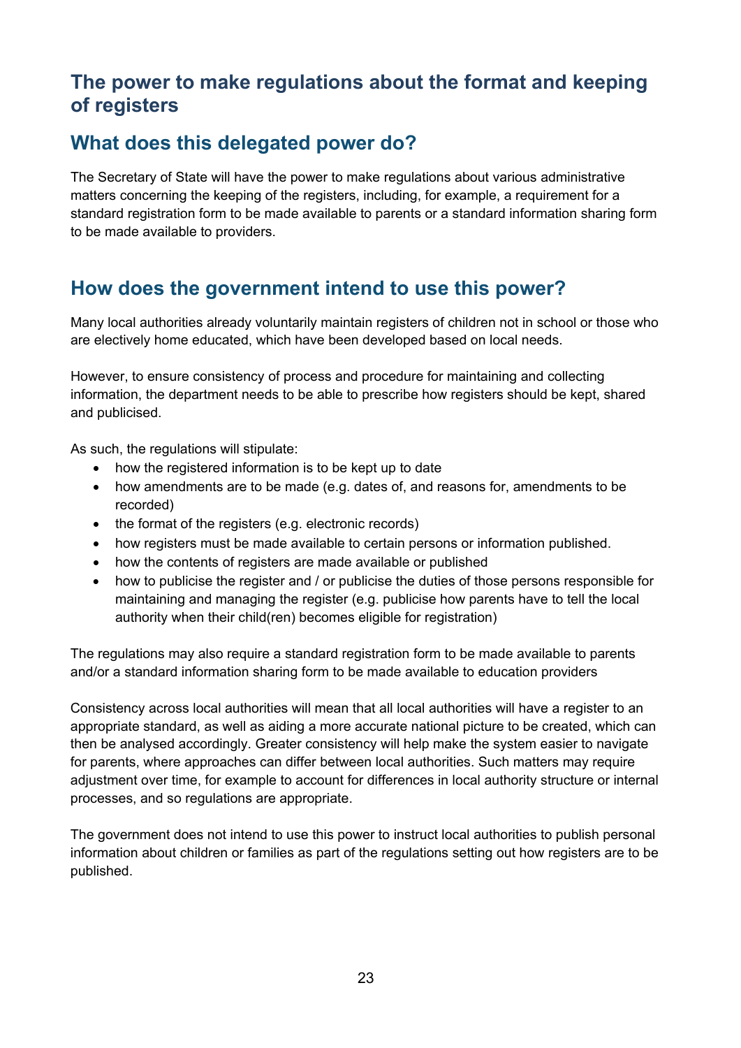## The power to make regulations about the format and keeping of registers

## What does this delegated power do?

The Secretary of State will have the power to make regulations about various administrative matters concerning the keeping of the registers, including, for example, a requirement for a standard registration form to be made available to parents or a standard information sharing form to be made available to providers.

## How does the government intend to use this power?

Many local authorities already voluntarily maintain registers of children not in school or those who are electively home educated, which have been developed based on local needs.

However, to ensure consistency of process and procedure for maintaining and collecting information, the department needs to be able to prescribe how registers should be kept, shared and publicised.

As such, the regulations will stipulate:

- how the registered information is to be kept up to date
- how amendments are to be made (e.g. dates of, and reasons for, amendments to be recorded)
- the format of the registers (e.g. electronic records)
- how registers must be made available to certain persons or information published.
- how the contents of registers are made available or published
- how to publicise the register and / or publicise the duties of those persons responsible for maintaining and managing the register (e.g. publicise how parents have to tell the local authority when their child(ren) becomes eligible for registration)

The regulations may also require a standard registration form to be made available to parents and/or a standard information sharing form to be made available to education providers

Consistency across local authorities will mean that all local authorities will have a register to an appropriate standard, as well as aiding a more accurate national picture to be created, which can then be analysed accordingly. Greater consistency will help make the system easier to navigate for parents, where approaches can differ between local authorities. Such matters may require adjustment over time, for example to account for differences in local authority structure or internal processes, and so regulations are appropriate.

The government does not intend to use this power to instruct local authorities to publish personal information about children or families as part of the regulations setting out how registers are to be published.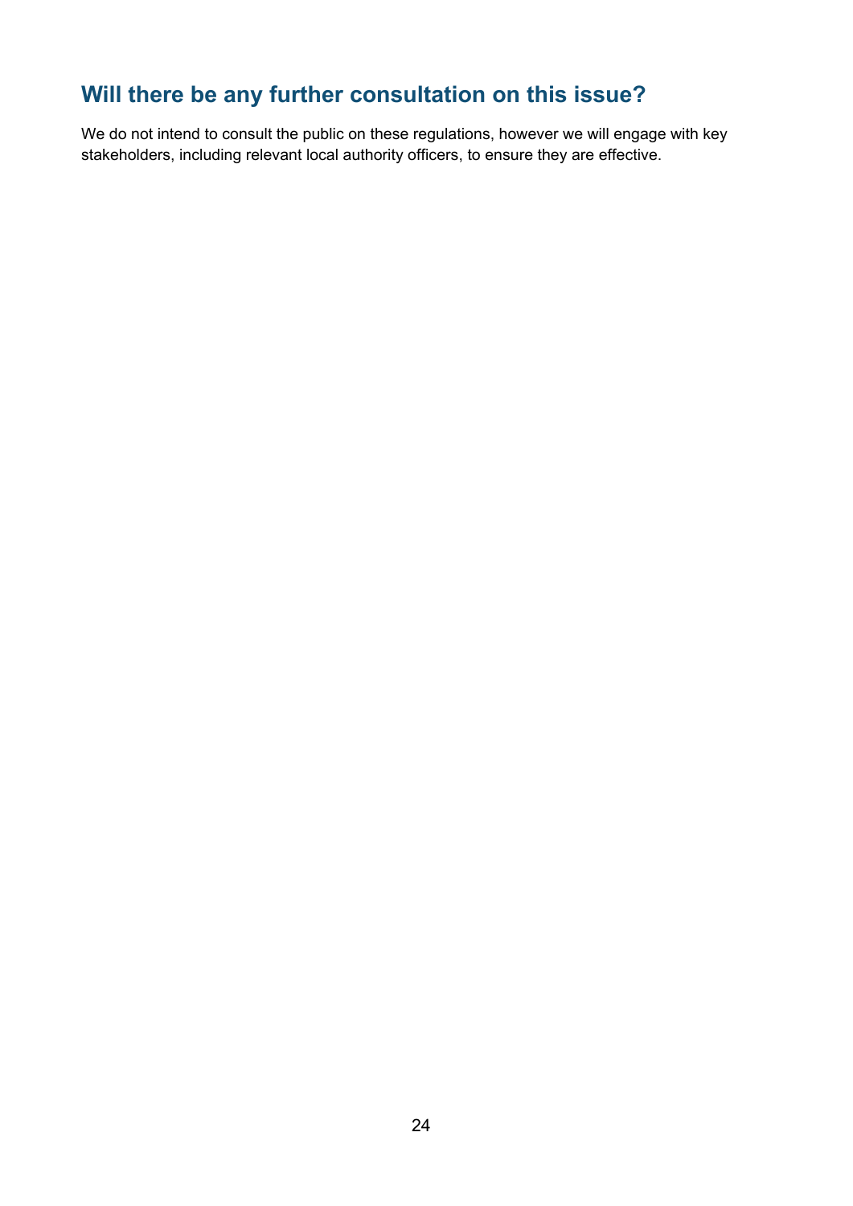## Will there be any further consultation on this issue?

We do not intend to consult the public on these regulations, however we will engage with key stakeholders, including relevant local authority officers, to ensure they are effective.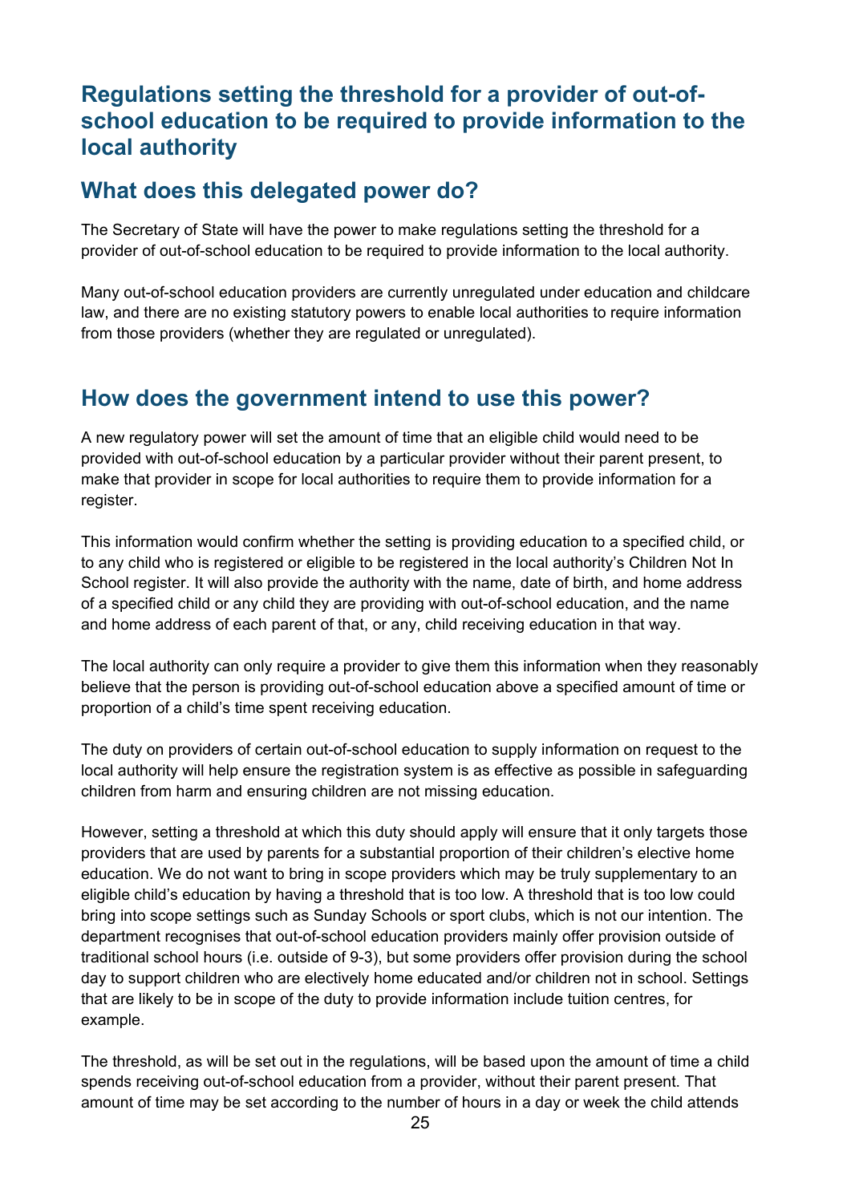## Regulations setting the threshold for a provider of out-of-school education to be required to provide information to the local authority

## What does this delegated power do?

The Secretary of State will have the power to make regulations setting the threshold for a provider of out-of-school education to be required to provide information to the local authority.

Many out-of-school education providers are currently unregulated under education and childcare law, and there are no existing statutory powers to enable local authorities to require information from those providers (whether they are regulated or unregulated).

## How does the government intend to use this power?

A new regulatory power will set the amount of time that an eligible child would need to be provided with out-of-school education by a particular provider without their parent present, to make that provider in scope for local authorities to require them to provide information for a register.

This information would confirm whether the setting is providing education to a specified child, or to any child who is registered or eligible to be registered in the local authority's Children Not In School register. It will also provide the authority with the name, date of birth, and home address of a specified child or any child they are providing with out-of-school education, and the name and home address of each parent of that, or any, child receiving education in that way.

The local authority can only require a provider to give them this information when they reasonably believe that the person is providing out-of-school education above a specified amount of time or proportion of a child's time spent receiving education.

The duty on providers of certain out-of-school education to supply information on request to the local authority will help ensure the registration system is as effective as possible in safeguarding children from harm and ensuring children are not missing education.

However, setting a threshold at which this duty should apply will ensure that it only targets those providers that are used by parents for a substantial proportion of their children's elective home education. We do not want to bring in scope providers which may be truly supplementary to an eligible child's education by having a threshold that is too low. A threshold that is too low could bring into scope settings such as Sunday Schools or sport clubs, which is not our intention. The department recognises that out-of-school education providers mainly offer provision outside of traditional school hours (i.e. outside of 9-3), but some providers offer provision during the school day to support children who are electively home educated and/or children not in school. Settings that are likely to be in scope of the duty to provide information include tuition centres, for example.

The threshold, as will be set out in the regulations, will be based upon the amount of time a child spends receiving out-of-school education from a provider, without their parent present. That amount of time may be set according to the number of hours in a day or week the child attends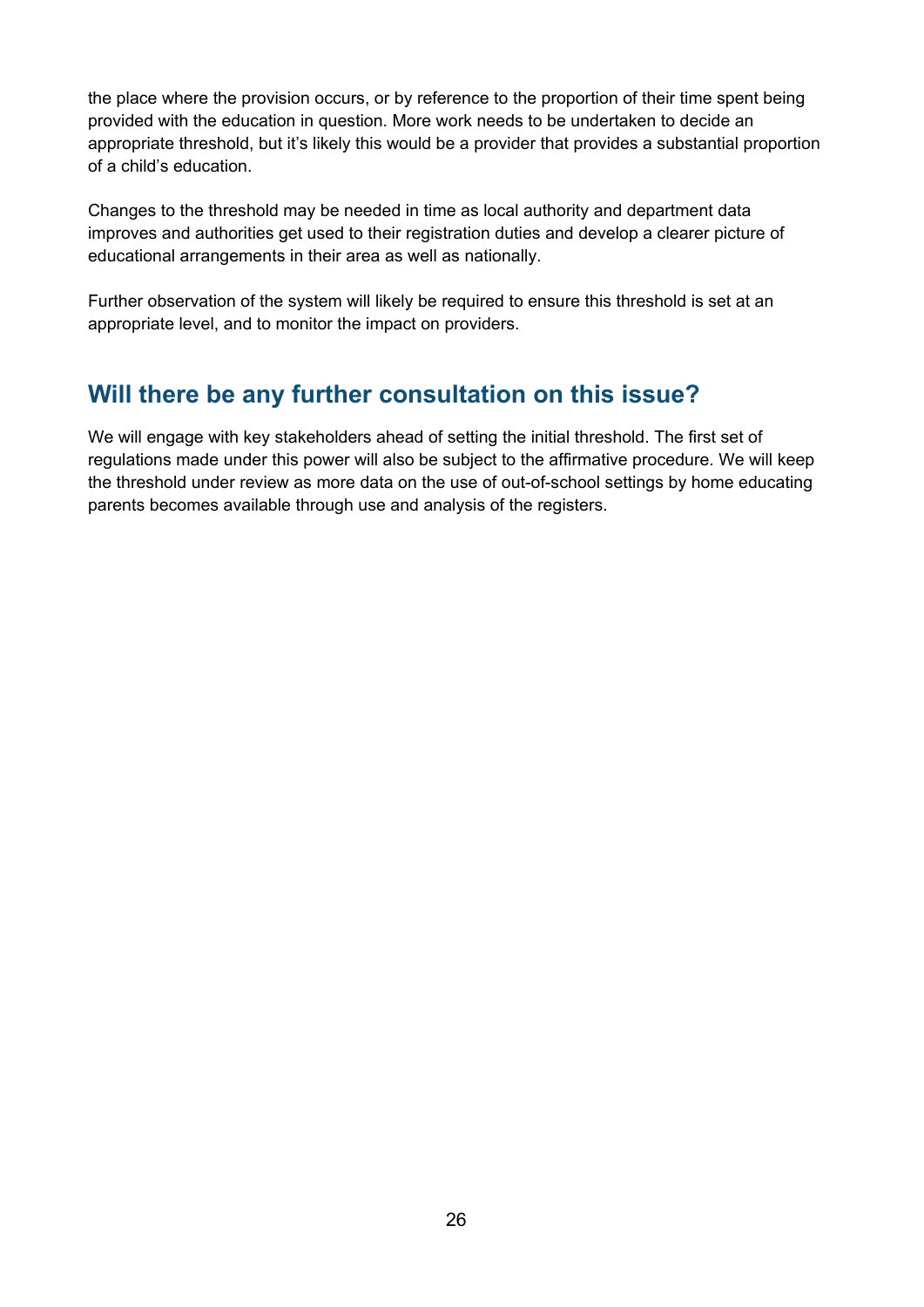the place where the provision occurs, or by reference to the proportion of their time spent being provided with the education in question. More work needs to be undertaken to decide an appropriate threshold, but it's likely this would be a provider that provides a substantial proportion of a child's education.

Changes to the threshold may be needed in time as local authority and department data improves and authorities get used to their registration duties and develop a clearer picture of educational arrangements in their area as well as nationally.

Further observation of the system will likely be required to ensure this threshold is set at an appropriate level, and to monitor the impact on providers.

## Will there be any further consultation on this issue?

We will engage with key stakeholders ahead of setting the initial threshold. The first set of regulations made under this power will also be subject to the affirmative procedure. We will keep the threshold under review as more data on the use of out-of-school settings by home educating parents becomes available through use and analysis of the registers.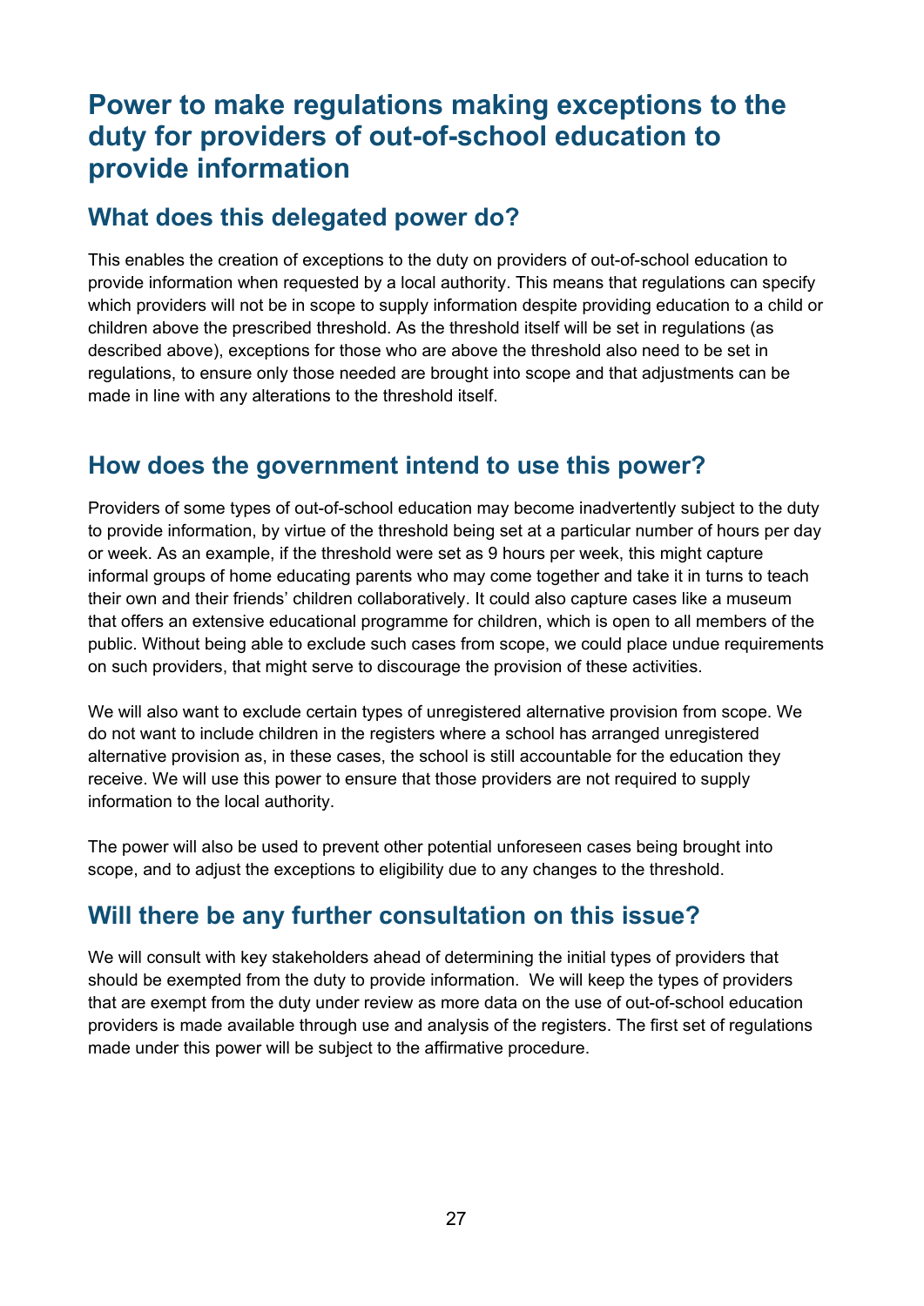## Power to make regulations making exceptions to the duty for providers of out-of-school education to provide information

### What does this delegated power do?

This enables the creation of exceptions to the duty on providers of out-of-school education to provide information when requested by a local authority. This means that regulations can specify which providers will not be in scope to supply information despite providing education to a child or children above the prescribed threshold. As the threshold itself will be set in regulations (as described above), exceptions for those who are above the threshold also need to be set in regulations, to ensure only those needed are brought into scope and that adjustments can be made in line with any alterations to the threshold itself.

### How does the government intend to use this power?

Providers of some types of out-of-school education may become inadvertently subject to the duty to provide information, by virtue of the threshold being set at a particular number of hours per day or week. As an example, if the threshold were set as 9 hours per week, this might capture informal groups of home educating parents who may come together and take it in turns to teach their own and their friends' children collaboratively. It could also capture cases like a museum that offers an extensive educational programme for children, which is open to all members of the public. Without being able to exclude such cases from scope, we could place undue requirements on such providers, that might serve to discourage the provision of these activities.

We will also want to exclude certain types of unregistered alternative provision from scope. We do not want to include children in the registers where a school has arranged unregistered alternative provision as, in these cases, the school is still accountable for the education they receive. We will use this power to ensure that those providers are not required to supply information to the local authority.

The power will also be used to prevent other potential unforeseen cases being brought into scope, and to adjust the exceptions to eligibility due to any changes to the threshold.

### Will there be any further consultation on this issue?

We will consult with key stakeholders ahead of determining the initial types of providers that should be exempted from the duty to provide information. We will keep the types of providers that are exempt from the duty under review as more data on the use of out-of-school education providers is made available through use and analysis of the registers. The first set of regulations made under this power will be subject to the affirmative procedure.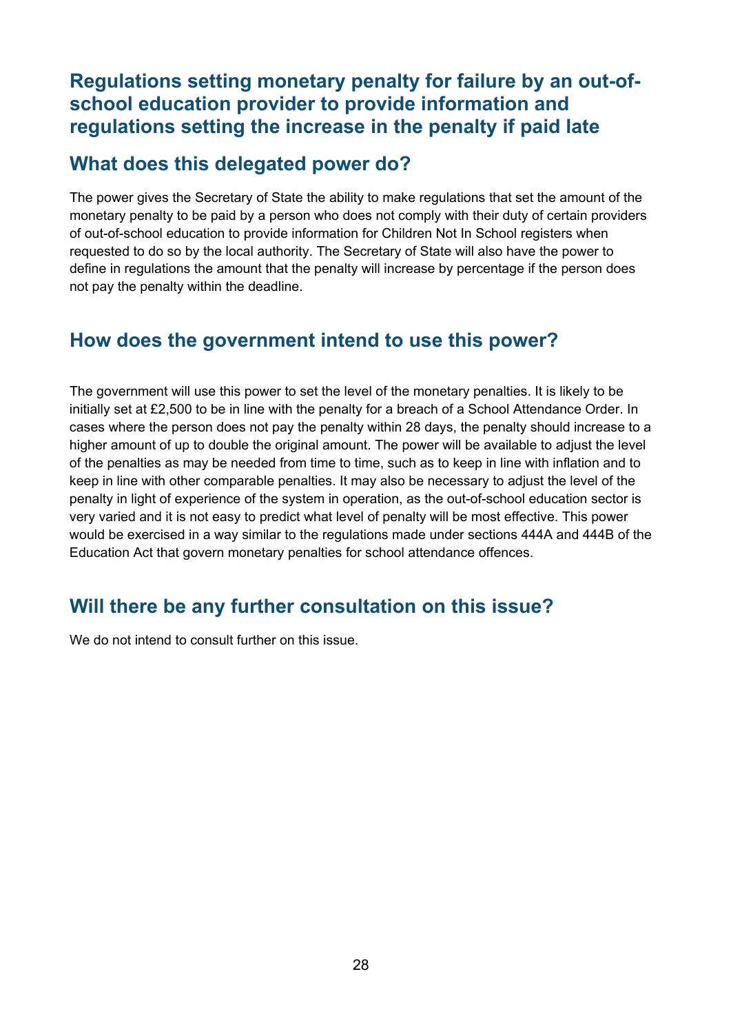## Regulations setting monetary penalty for failure by an out-of-school education provider to provide information and regulations setting the increase in the penalty if paid late

## What does this delegated power do?

The power gives the Secretary of State the ability to make regulations that set the amount of the monetary penalty to be paid by a person who does not comply with their duty of certain providers of out-of-school education to provide information for Children Not In School registers when requested to do so by the local authority. The Secretary of State will also have the power to define in regulations the amount that the penalty will increase by percentage if the person does not pay the penalty within the deadline.

## How does the government intend to use this power?

The government will use this power to set the level of the monetary penalties. It is likely to be initially set at £2,500 to be in line with the penalty for a breach of a School Attendance Order. In cases where the person does not pay the penalty within 28 days, the penalty should increase to a higher amount of up to double the original amount. The power will be available to adjust the level of the penalties as may be needed from time to time, such as to keep in line with inflation and to keep in line with other comparable penalties. It may also be necessary to adjust the level of the penalty in light of experience of the system in operation, as the out-of-school education sector is very varied and it is not easy to predict what level of penalty will be most effective. This power would be exercised in a way similar to the regulations made under sections 444A and 444B of the Education Act that govern monetary penalties for school attendance offences.

## Will there be any further consultation on this issue?

We do not intend to consult further on this issue.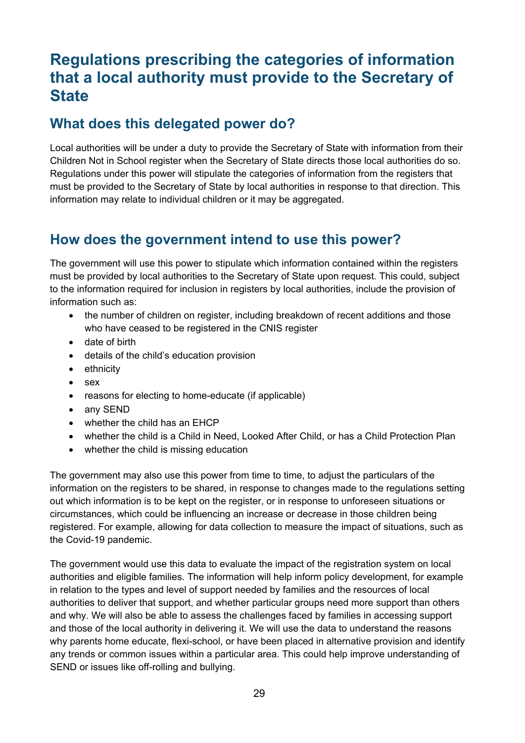# Regulations prescribing the categories of information that a local authority must provide to the Secretary of State

## What does this delegated power do?

Local authorities will be under a duty to provide the Secretary of State with information from their Children Not in School register when the Secretary of State directs those local authorities do so. Regulations under this power will stipulate the categories of information from the registers that must be provided to the Secretary of State by local authorities in response to that direction. This information may relate to individual children or it may be aggregated.

## How does the government intend to use this power?

The government will use this power to stipulate which information contained within the registers must be provided by local authorities to the Secretary of State upon request. This could, subject to the information required for inclusion in registers by local authorities, include the provision of information such as:

- the number of children on register, including breakdown of recent additions and those who have ceased to be registered in the CNIS register
- date of birth
- details of the child's education provision
- ethnicity
- sex
- reasons for electing to home-educate (if applicable)
- any SEND
- whether the child has an EHCP
- whether the child is a Child in Need, Looked After Child, or has a Child Protection Plan
- whether the child is missing education

The government may also use this power from time to time, to adjust the particulars of the information on the registers to be shared, in response to changes made to the regulations setting out which information is to be kept on the register, or in response to unforeseen situations or circumstances, which could be influencing an increase or decrease in those children being registered. For example, allowing for data collection to measure the impact of situations, such as the Covid-19 pandemic.

The government would use this data to evaluate the impact of the registration system on local authorities and eligible families. The information will help inform policy development, for example in relation to the types and level of support needed by families and the resources of local authorities to deliver that support, and whether particular groups need more support than others and why. We will also be able to assess the challenges faced by families in accessing support and those of the local authority in delivering it. We will use the data to understand the reasons why parents home educate, flexi-school, or have been placed in alternative provision and identify any trends or common issues within a particular area. This could help improve understanding of SEND or issues like off-rolling and bullying.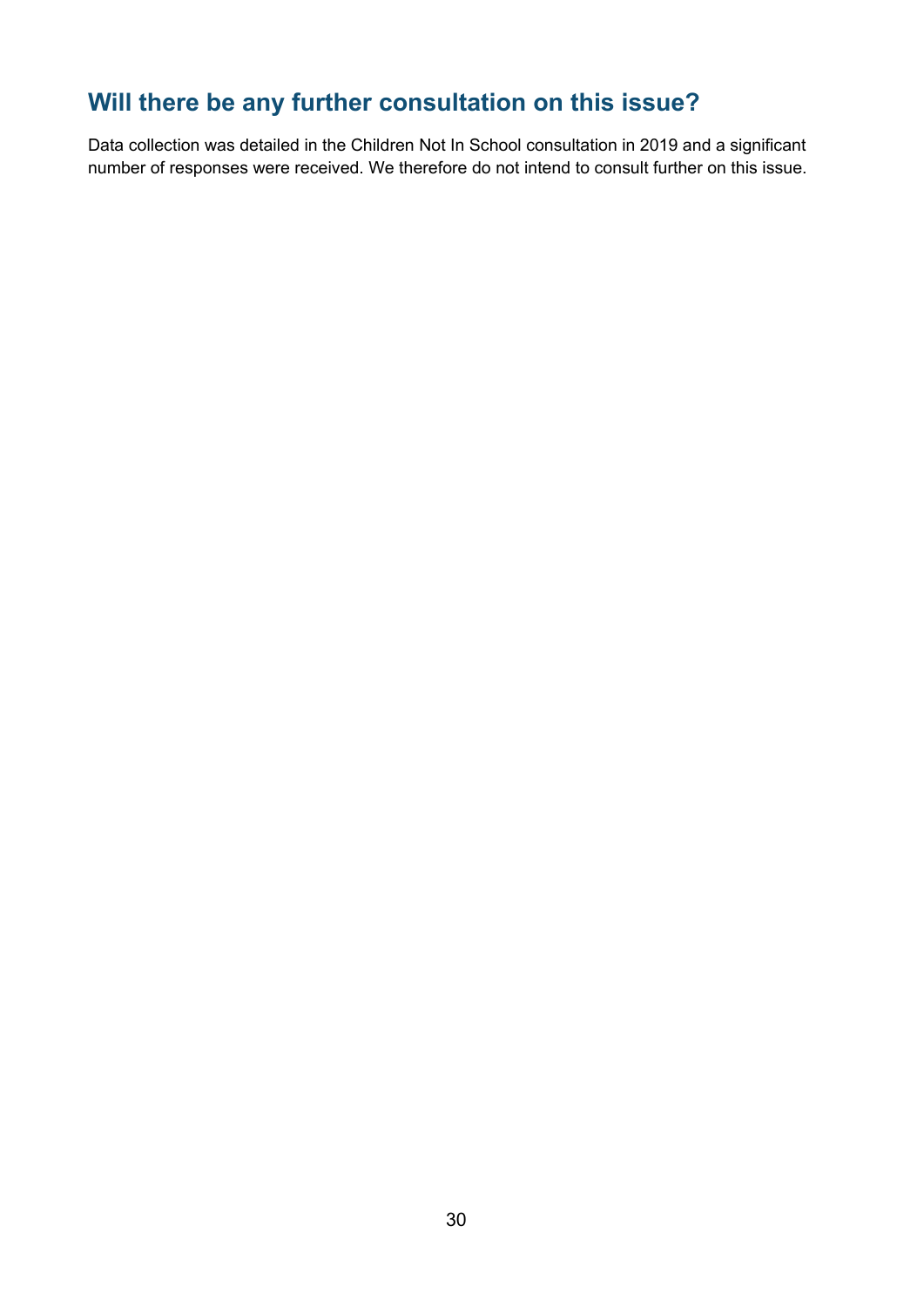## Will there be any further consultation on this issue?

Data collection was detailed in the Children Not In School consultation in 2019 and a significant number of responses were received. We therefore do not intend to consult further on this issue.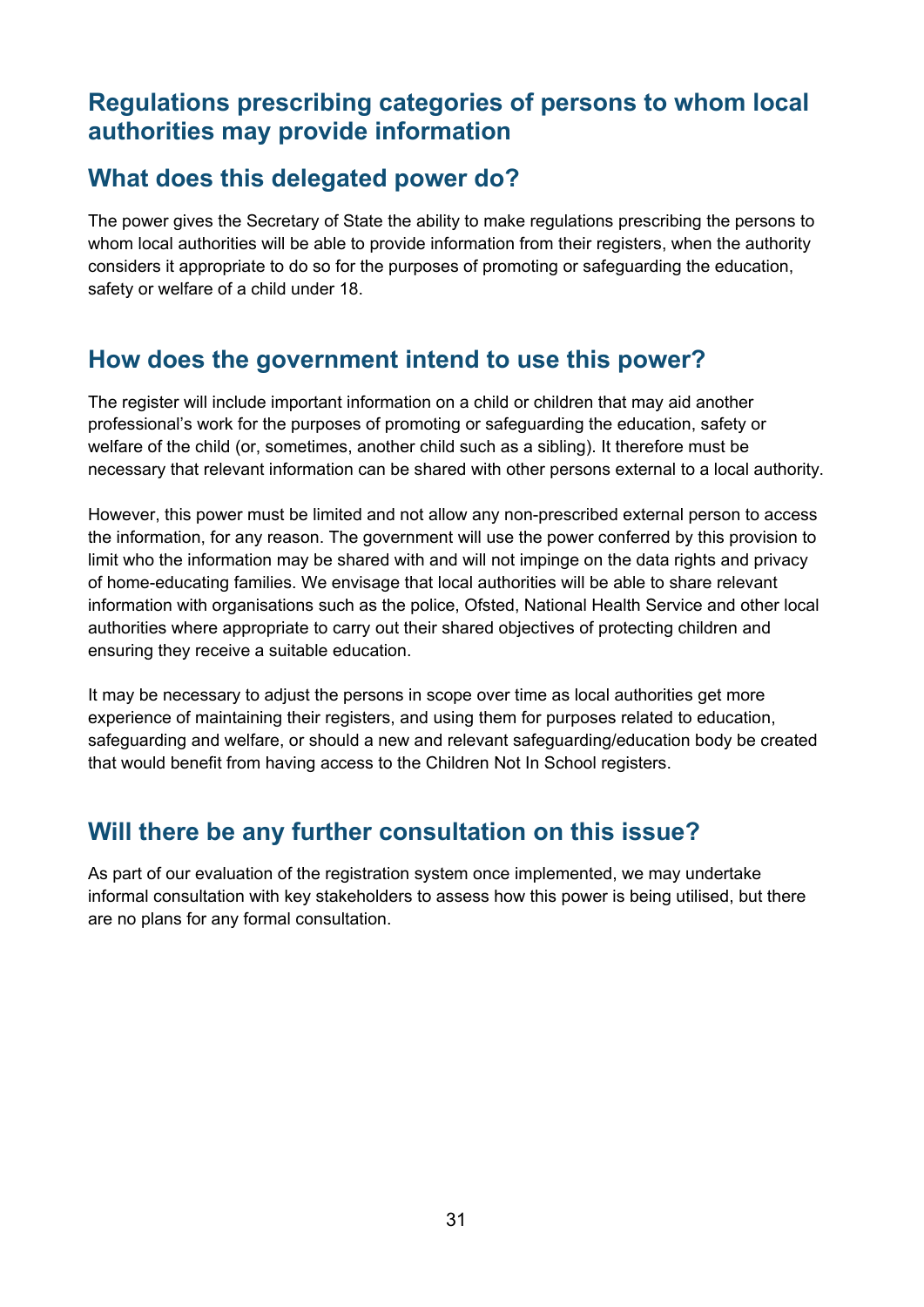## Regulations prescribing categories of persons to whom local authorities may provide information

### What does this delegated power do?

The power gives the Secretary of State the ability to make regulations prescribing the persons to whom local authorities will be able to provide information from their registers, when the authority considers it appropriate to do so for the purposes of promoting or safeguarding the education, safety or welfare of a child under 18.

### How does the government intend to use this power?

The register will include important information on a child or children that may aid another professional's work for the purposes of promoting or safeguarding the education, safety or welfare of the child (or, sometimes, another child such as a sibling). It therefore must be necessary that relevant information can be shared with other persons external to a local authority.

However, this power must be limited and not allow any non-prescribed external person to access the information, for any reason. The government will use the power conferred by this provision to limit who the information may be shared with and will not impinge on the data rights and privacy of home-educating families. We envisage that local authorities will be able to share relevant information with organisations such as the police, Ofsted, National Health Service and other local authorities where appropriate to carry out their shared objectives of protecting children and ensuring they receive a suitable education.

It may be necessary to adjust the persons in scope over time as local authorities get more experience of maintaining their registers, and using them for purposes related to education, safeguarding and welfare, or should a new and relevant safeguarding/education body be created that would benefit from having access to the Children Not In School registers.

### Will there be any further consultation on this issue?

As part of our evaluation of the registration system once implemented, we may undertake informal consultation with key stakeholders to assess how this power is being utilised, but there are no plans for any formal consultation.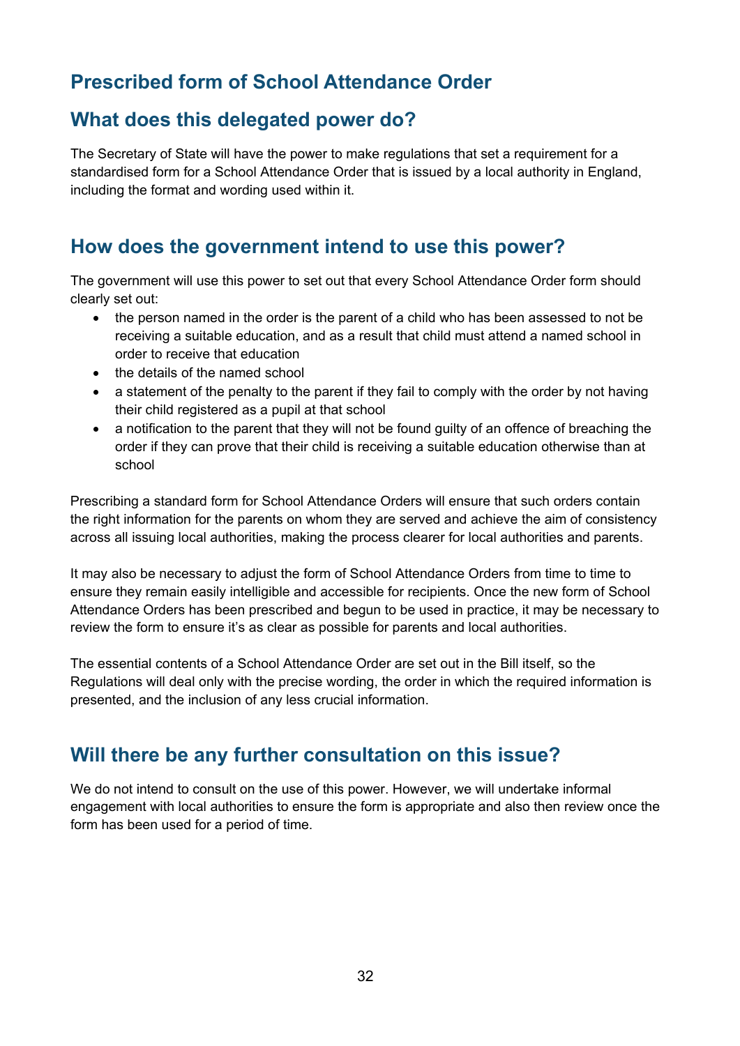## Prescribed form of School Attendance Order

## What does this delegated power do?

The Secretary of State will have the power to make regulations that set a requirement for a standardised form for a School Attendance Order that is issued by a local authority in England, including the format and wording used within it.

## How does the government intend to use this power?

The government will use this power to set out that every School Attendance Order form should clearly set out:

- the person named in the order is the parent of a child who has been assessed to not be receiving a suitable education, and as a result that child must attend a named school in order to receive that education
- the details of the named school
- a statement of the penalty to the parent if they fail to comply with the order by not having their child registered as a pupil at that school
- a notification to the parent that they will not be found guilty of an offence of breaching the order if they can prove that their child is receiving a suitable education otherwise than at school

Prescribing a standard form for School Attendance Orders will ensure that such orders contain the right information for the parents on whom they are served and achieve the aim of consistency across all issuing local authorities, making the process clearer for local authorities and parents.

It may also be necessary to adjust the form of School Attendance Orders from time to time to ensure they remain easily intelligible and accessible for recipients. Once the new form of School Attendance Orders has been prescribed and begun to be used in practice, it may be necessary to review the form to ensure it's as clear as possible for parents and local authorities.

The essential contents of a School Attendance Order are set out in the Bill itself, so the Regulations will deal only with the precise wording, the order in which the required information is presented, and the inclusion of any less crucial information.

## Will there be any further consultation on this issue?

We do not intend to consult on the use of this power. However, we will undertake informal engagement with local authorities to ensure the form is appropriate and also then review once the form has been used for a period of time.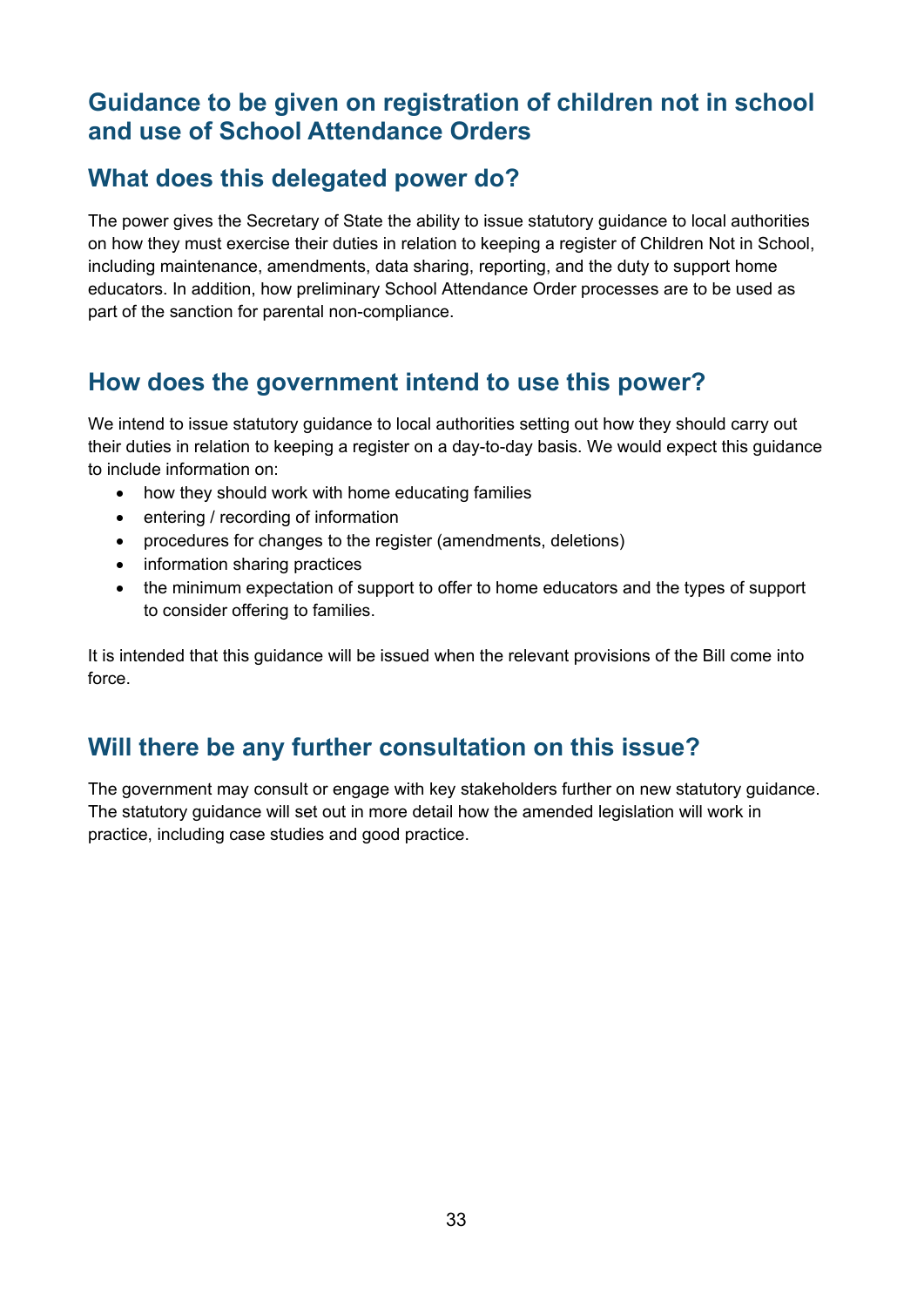## Guidance to be given on registration of children not in school and use of School Attendance Orders

### What does this delegated power do?

The power gives the Secretary of State the ability to issue statutory guidance to local authorities on how they must exercise their duties in relation to keeping a register of Children Not in School, including maintenance, amendments, data sharing, reporting, and the duty to support home educators. In addition, how preliminary School Attendance Order processes are to be used as part of the sanction for parental non-compliance.

### How does the government intend to use this power?

We intend to issue statutory guidance to local authorities setting out how they should carry out their duties in relation to keeping a register on a day-to-day basis. We would expect this guidance to include information on:

- how they should work with home educating families
- entering / recording of information
- procedures for changes to the register (amendments, deletions)
- information sharing practices
- the minimum expectation of support to offer to home educators and the types of support to consider offering to families.

It is intended that this guidance will be issued when the relevant provisions of the Bill come into force.

### Will there be any further consultation on this issue?

The government may consult or engage with key stakeholders further on new statutory guidance. The statutory guidance will set out in more detail how the amended legislation will work in practice, including case studies and good practice.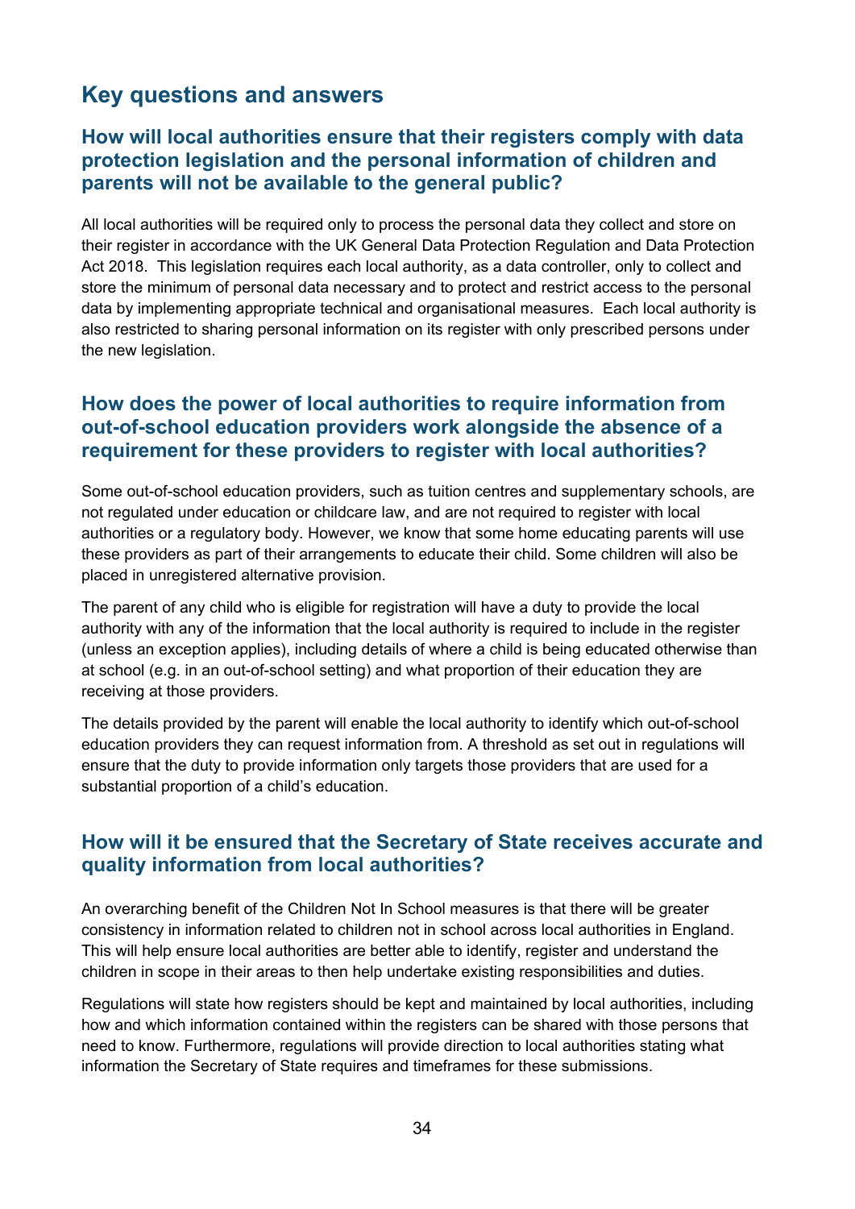## Key questions and answers

### How will local authorities ensure that their registers comply with data protection legislation and the personal information of children and parents will not be available to the general public?

All local authorities will be required only to process the personal data they collect and store on their register in accordance with the UK General Data Protection Regulation and Data Protection Act 2018. This legislation requires each local authority, as a data controller, only to collect and store the minimum of personal data necessary and to protect and restrict access to the personal data by implementing appropriate technical and organisational measures. Each local authority is also restricted to sharing personal information on its register with only prescribed persons under the new legislation.

### How does the power of local authorities to require information from out-of-school education providers work alongside the absence of a requirement for these providers to register with local authorities?

Some out-of-school education providers, such as tuition centres and supplementary schools, are not regulated under education or childcare law, and are not required to register with local authorities or a regulatory body. However, we know that some home educating parents will use these providers as part of their arrangements to educate their child. Some children will also be placed in unregistered alternative provision.

The parent of any child who is eligible for registration will have a duty to provide the local authority with any of the information that the local authority is required to include in the register (unless an exception applies), including details of where a child is being educated otherwise than at school (e.g. in an out-of-school setting) and what proportion of their education they are receiving at those providers.

The details provided by the parent will enable the local authority to identify which out-of-school education providers they can request information from. A threshold as set out in regulations will ensure that the duty to provide information only targets those providers that are used for a substantial proportion of a child's education.

### How will it be ensured that the Secretary of State receives accurate and quality information from local authorities?

An overarching benefit of the Children Not In School measures is that there will be greater consistency in information related to children not in school across local authorities in England. This will help ensure local authorities are better able to identify, register and understand the children in scope in their areas to then help undertake existing responsibilities and duties.

Regulations will state how registers should be kept and maintained by local authorities, including how and which information contained within the registers can be shared with those persons that need to know. Furthermore, regulations will provide direction to local authorities stating what information the Secretary of State requires and timeframes for these submissions.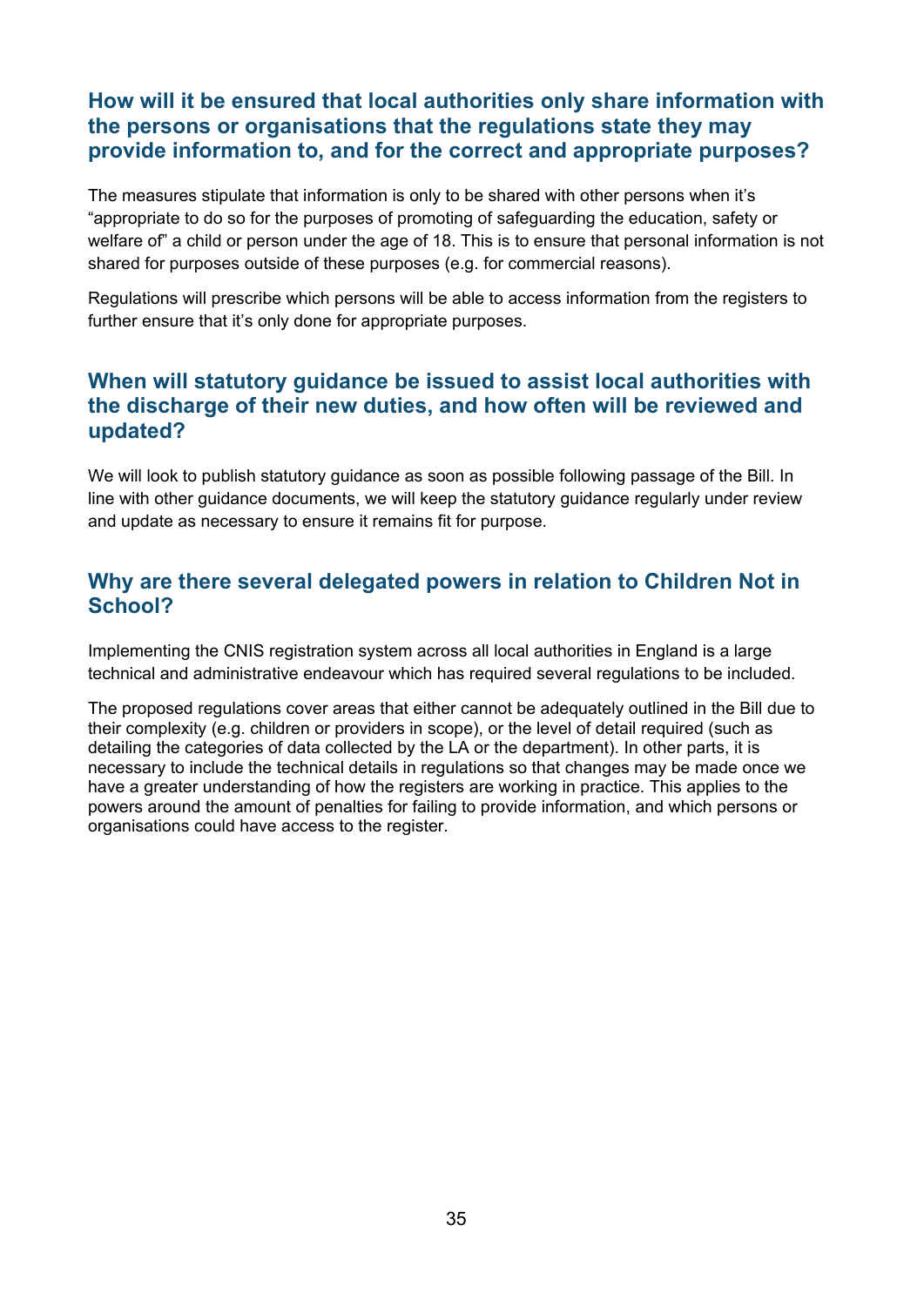## How will it be ensured that local authorities only share information with the persons or organisations that the regulations state they may provide information to, and for the correct and appropriate purposes?

The measures stipulate that information is only to be shared with other persons when it's "appropriate to do so for the purposes of promoting of safeguarding the education, safety or welfare of" a child or person under the age of 18. This is to ensure that personal information is not shared for purposes outside of these purposes (e.g. for commercial reasons).

Regulations will prescribe which persons will be able to access information from the registers to further ensure that it's only done for appropriate purposes.

## When will statutory guidance be issued to assist local authorities with the discharge of their new duties, and how often will be reviewed and updated?

We will look to publish statutory guidance as soon as possible following passage of the Bill. In line with other guidance documents, we will keep the statutory guidance regularly under review and update as necessary to ensure it remains fit for purpose.

## Why are there several delegated powers in relation to Children Not in School?

Implementing the CNIS registration system across all local authorities in England is a large technical and administrative endeavour which has required several regulations to be included.

The proposed regulations cover areas that either cannot be adequately outlined in the Bill due to their complexity (e.g. children or providers in scope), or the level of detail required (such as detailing the categories of data collected by the LA or the department). In other parts, it is necessary to include the technical details in regulations so that changes may be made once we have a greater understanding of how the registers are working in practice. This applies to the powers around the amount of penalties for failing to provide information, and which persons or organisations could have access to the register.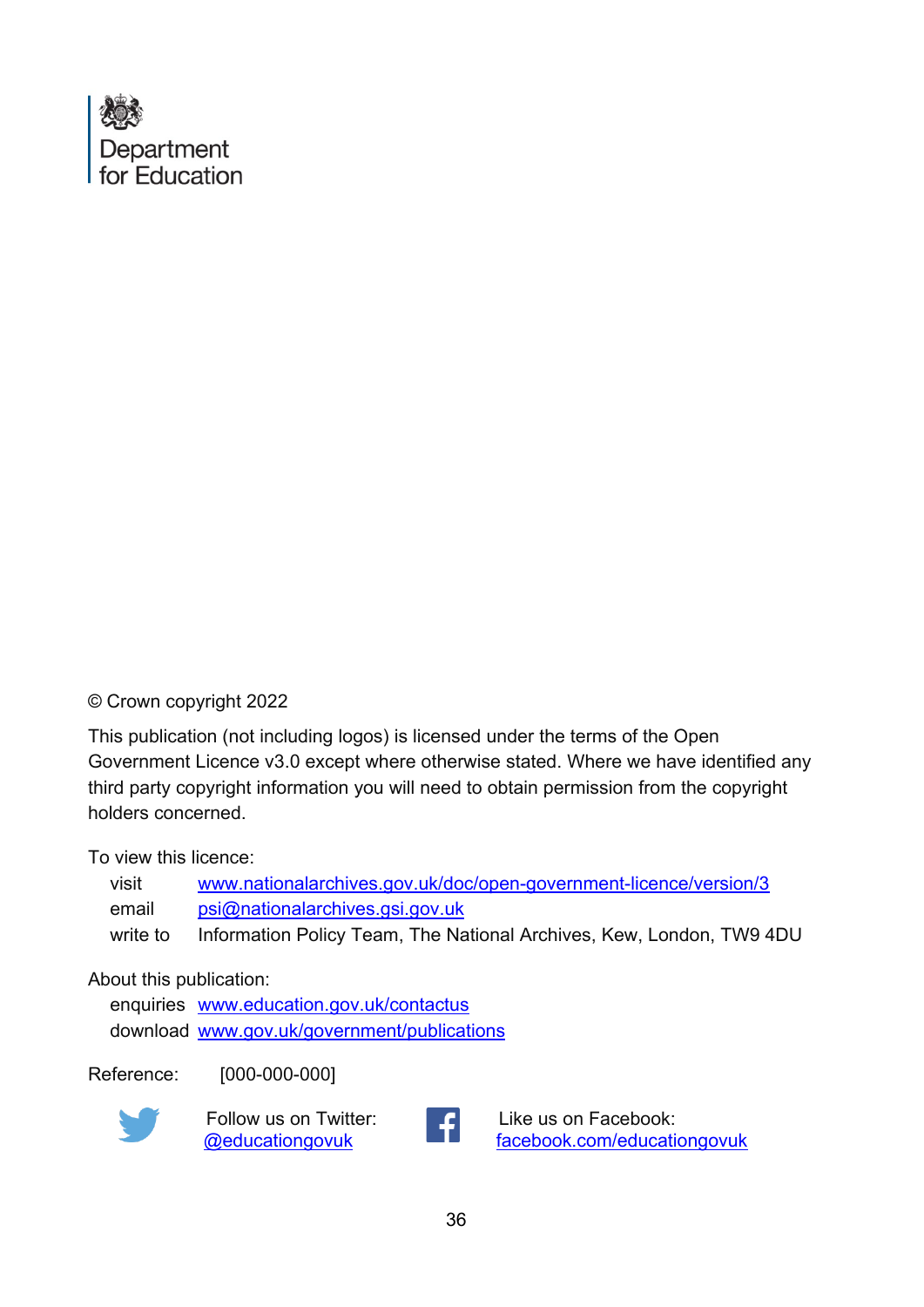Department for Education

© Crown copyright 2022

This publication (not including logos) is licensed under the terms of the Open Government Licence v3.0 except where otherwise stated. Where we have identified any third party copyright information you will need to obtain permission from the copyright holders concerned.

To view this licence:

visit www.nationalarchives.gov.uk/doc/open-government-licence/version/3
email psi@nationalarchives.gsi.gov.uk
write to Information Policy Team, The National Archives, Kew, London, TW9 4DU

About this publication:

enquiries www.education.gov.uk/contactus
download www.gov.uk/government/publications

Reference: [000-000-000]

Follow us on Twitter: @educationgovuk

Like us on Facebook: facebook.com/educationgovuk